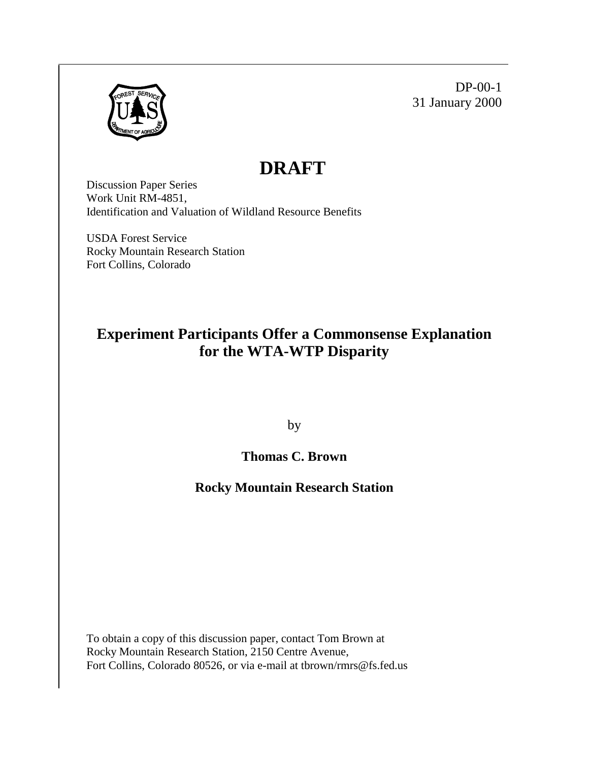DP-00-1
31 January 2000

# DRAFT

Discussion Paper Series
Work Unit RM-4851,
Identification and Valuation of Wildland Resource Benefits

USDA Forest Service
Rocky Mountain Research Station
Fort Collins, Colorado

## Experiment Participants Offer a Commonsense Explanation for the WTA-WTP Disparity

by

**Thomas C. Brown**

**Rocky Mountain Research Station**

To obtain a copy of this discussion paper, contact Tom Brown at
Rocky Mountain Research Station, 2150 Centre Avenue,
Fort Collins, Colorado 80526, or via e-mail at tbrown/rmrs@fs.fed.us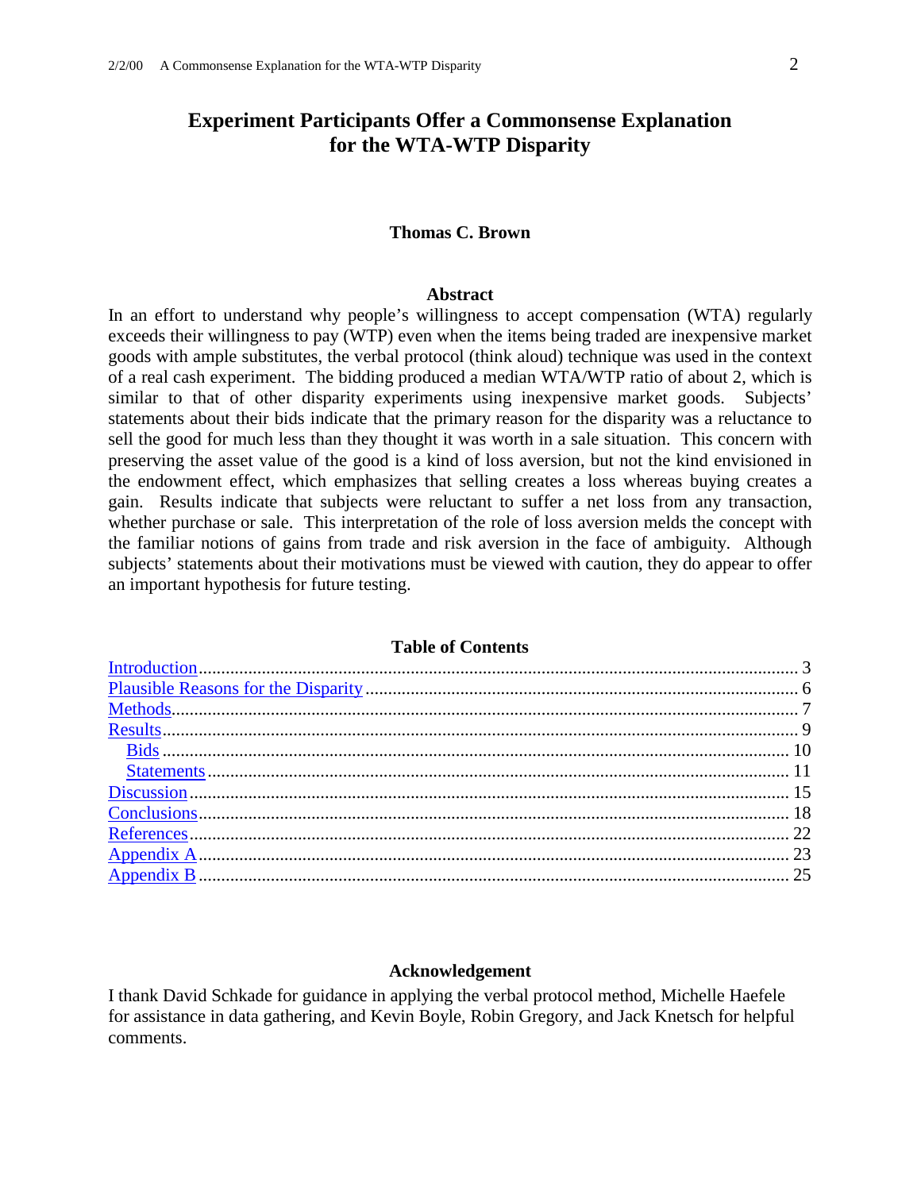# Experiment Participants Offer a Commonsense Explanation for the WTA-WTP Disparity

**Thomas C. Brown**

## Abstract

In an effort to understand why people's willingness to accept compensation (WTA) regularly exceeds their willingness to pay (WTP) even when the items being traded are inexpensive market goods with ample substitutes, the verbal protocol (think aloud) technique was used in the context of a real cash experiment. The bidding produced a median WTA/WTP ratio of about 2, which is similar to that of other disparity experiments using inexpensive market goods. Subjects' statements about their bids indicate that the primary reason for the disparity was a reluctance to sell the good for much less than they thought it was worth in a sale situation. This concern with preserving the asset value of the good is a kind of loss aversion, but not the kind envisioned in the endowment effect, which emphasizes that selling creates a loss whereas buying creates a gain. Results indicate that subjects were reluctant to suffer a net loss from any transaction, whether purchase or sale. This interpretation of the role of loss aversion melds the concept with the familiar notions of gains from trade and risk aversion in the face of ambiguity. Although subjects' statements about their motivations must be viewed with caution, they do appear to offer an important hypothesis for future testing.

## Table of Contents

- Introduction .......... 3
- Plausible Reasons for the Disparity .......... 6
- Methods .......... 7
- Results .......... 9
  - Bids .......... 10
  - Statements .......... 11
- Discussion .......... 15
- Conclusions .......... 18
- References .......... 22
- Appendix A .......... 23
- Appendix B .......... 25

## Acknowledgement

I thank David Schkade for guidance in applying the verbal protocol method, Michelle Haefele for assistance in data gathering, and Kevin Boyle, Robin Gregory, and Jack Knetsch for helpful comments.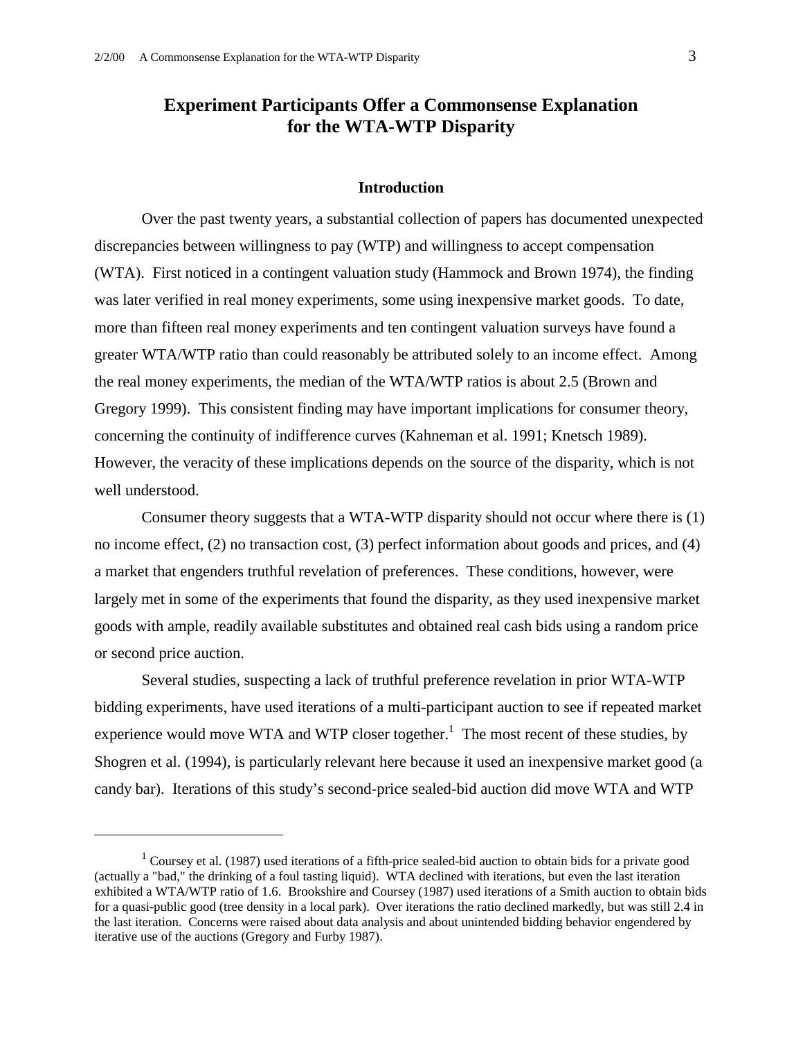# Experiment Participants Offer a Commonsense Explanation for the WTA-WTP Disparity

## Introduction

Over the past twenty years, a substantial collection of papers has documented unexpected discrepancies between willingness to pay (WTP) and willingness to accept compensation (WTA). First noticed in a contingent valuation study (Hammock and Brown 1974), the finding was later verified in real money experiments, some using inexpensive market goods. To date, more than fifteen real money experiments and ten contingent valuation surveys have found a greater WTA/WTP ratio than could reasonably be attributed solely to an income effect. Among the real money experiments, the median of the WTA/WTP ratios is about 2.5 (Brown and Gregory 1999). This consistent finding may have important implications for consumer theory, concerning the continuity of indifference curves (Kahneman et al. 1991; Knetsch 1989). However, the veracity of these implications depends on the source of the disparity, which is not well understood.

Consumer theory suggests that a WTA-WTP disparity should not occur where there is (1) no income effect, (2) no transaction cost, (3) perfect information about goods and prices, and (4) a market that engenders truthful revelation of preferences. These conditions, however, were largely met in some of the experiments that found the disparity, as they used inexpensive market goods with ample, readily available substitutes and obtained real cash bids using a random price or second price auction.

Several studies, suspecting a lack of truthful preference revelation in prior WTA-WTP bidding experiments, have used iterations of a multi-participant auction to see if repeated market experience would move WTA and WTP closer together.[1] The most recent of these studies, by Shogren et al. (1994), is particularly relevant here because it used an inexpensive market good (a candy bar). Iterations of this study's second-price sealed-bid auction did move WTA and WTP

[1] Coursey et al. (1987) used iterations of a fifth-price sealed-bid auction to obtain bids for a private good (actually a "bad," the drinking of a foul tasting liquid). WTA declined with iterations, but even the last iteration exhibited a WTA/WTP ratio of 1.6. Brookshire and Coursey (1987) used iterations of a Smith auction to obtain bids for a quasi-public good (tree density in a local park). Over iterations the ratio declined markedly, but was still 2.4 in the last iteration. Concerns were raised about data analysis and about unintended bidding behavior engendered by iterative use of the auctions (Gregory and Furby 1987).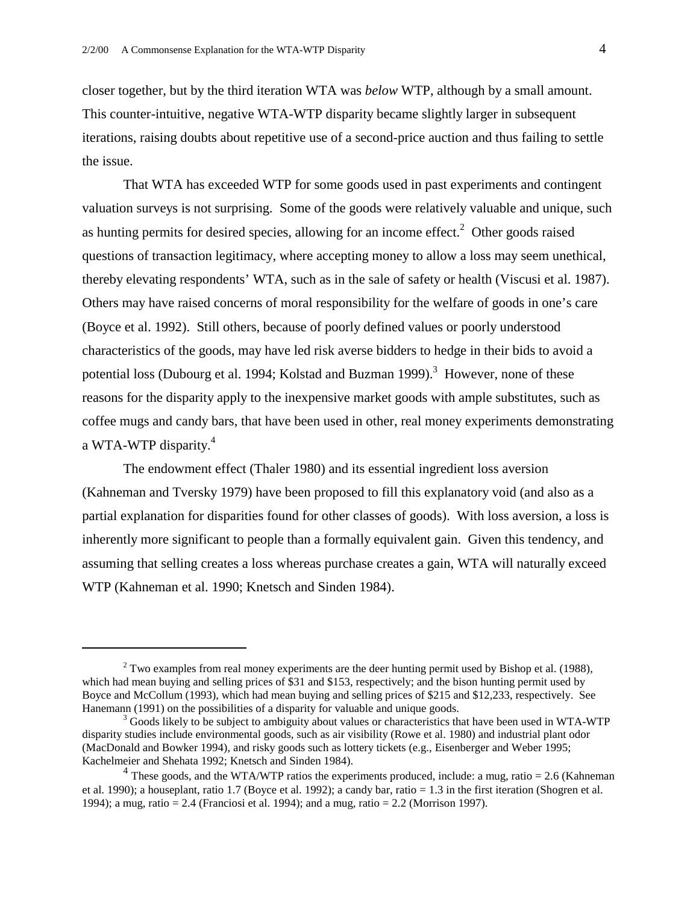closer together, but by the third iteration WTA was *below* WTP, although by a small amount. This counter-intuitive, negative WTA-WTP disparity became slightly larger in subsequent iterations, raising doubts about repetitive use of a second-price auction and thus failing to settle the issue.

That WTA has exceeded WTP for some goods used in past experiments and contingent valuation surveys is not surprising. Some of the goods were relatively valuable and unique, such as hunting permits for desired species, allowing for an income effect.[2] Other goods raised questions of transaction legitimacy, where accepting money to allow a loss may seem unethical, thereby elevating respondents' WTA, such as in the sale of safety or health (Viscusi et al. 1987). Others may have raised concerns of moral responsibility for the welfare of goods in one's care (Boyce et al. 1992). Still others, because of poorly defined values or poorly understood characteristics of the goods, may have led risk averse bidders to hedge in their bids to avoid a potential loss (Dubourg et al. 1994; Kolstad and Buzman 1999).[3] However, none of these reasons for the disparity apply to the inexpensive market goods with ample substitutes, such as coffee mugs and candy bars, that have been used in other, real money experiments demonstrating a WTA-WTP disparity.[4]

The endowment effect (Thaler 1980) and its essential ingredient loss aversion (Kahneman and Tversky 1979) have been proposed to fill this explanatory void (and also as a partial explanation for disparities found for other classes of goods). With loss aversion, a loss is inherently more significant to people than a formally equivalent gain. Given this tendency, and assuming that selling creates a loss whereas purchase creates a gain, WTA will naturally exceed WTP (Kahneman et al. 1990; Knetsch and Sinden 1984).

---

[2] Two examples from real money experiments are the deer hunting permit used by Bishop et al. (1988), which had mean buying and selling prices of $31 and $153, respectively; and the bison hunting permit used by Boyce and McCollum (1993), which had mean buying and selling prices of $215 and $12,233, respectively. See Hanemann (1991) on the possibilities of a disparity for valuable and unique goods.

[3] Goods likely to be subject to ambiguity about values or characteristics that have been used in WTA-WTP disparity studies include environmental goods, such as air visibility (Rowe et al. 1980) and industrial plant odor (MacDonald and Bowker 1994), and risky goods such as lottery tickets (e.g., Eisenberger and Weber 1995; Kachelmeier and Shehata 1992; Knetsch and Sinden 1984).

[4] These goods, and the WTA/WTP ratios the experiments produced, include: a mug, ratio = 2.6 (Kahneman et al. 1990); a houseplant, ratio 1.7 (Boyce et al. 1992); a candy bar, ratio = 1.3 in the first iteration (Shogren et al. 1994); a mug, ratio = 2.4 (Franciosi et al. 1994); and a mug, ratio = 2.2 (Morrison 1997).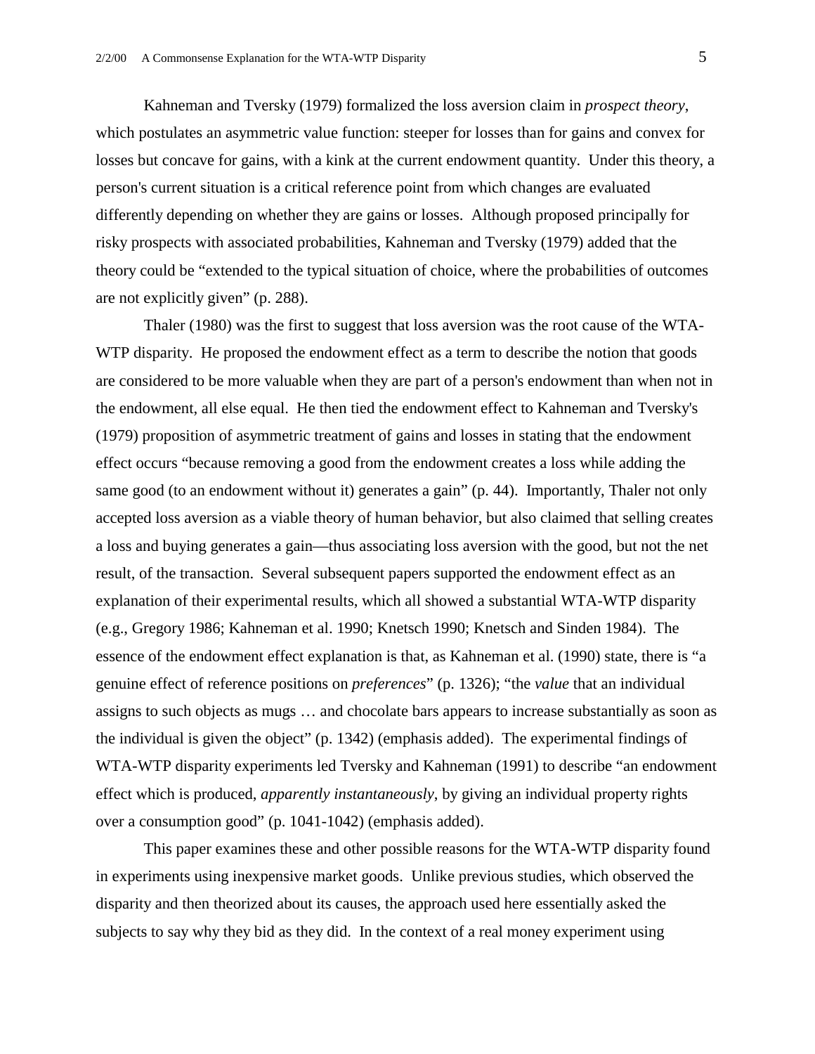Kahneman and Tversky (1979) formalized the loss aversion claim in *prospect theory*, which postulates an asymmetric value function: steeper for losses than for gains and convex for losses but concave for gains, with a kink at the current endowment quantity. Under this theory, a person's current situation is a critical reference point from which changes are evaluated differently depending on whether they are gains or losses. Although proposed principally for risky prospects with associated probabilities, Kahneman and Tversky (1979) added that the theory could be "extended to the typical situation of choice, where the probabilities of outcomes are not explicitly given" (p. 288).

Thaler (1980) was the first to suggest that loss aversion was the root cause of the WTA-WTP disparity. He proposed the endowment effect as a term to describe the notion that goods are considered to be more valuable when they are part of a person's endowment than when not in the endowment, all else equal. He then tied the endowment effect to Kahneman and Tversky's (1979) proposition of asymmetric treatment of gains and losses in stating that the endowment effect occurs "because removing a good from the endowment creates a loss while adding the same good (to an endowment without it) generates a gain" (p. 44). Importantly, Thaler not only accepted loss aversion as a viable theory of human behavior, but also claimed that selling creates a loss and buying generates a gain—thus associating loss aversion with the good, but not the net result, of the transaction. Several subsequent papers supported the endowment effect as an explanation of their experimental results, which all showed a substantial WTA-WTP disparity (e.g., Gregory 1986; Kahneman et al. 1990; Knetsch 1990; Knetsch and Sinden 1984). The essence of the endowment effect explanation is that, as Kahneman et al. (1990) state, there is "a genuine effect of reference positions on *preferences*" (p. 1326); "the *value* that an individual assigns to such objects as mugs … and chocolate bars appears to increase substantially as soon as the individual is given the object" (p. 1342) (emphasis added). The experimental findings of WTA-WTP disparity experiments led Tversky and Kahneman (1991) to describe "an endowment effect which is produced, *apparently instantaneously*, by giving an individual property rights over a consumption good" (p. 1041-1042) (emphasis added).

This paper examines these and other possible reasons for the WTA-WTP disparity found in experiments using inexpensive market goods. Unlike previous studies, which observed the disparity and then theorized about its causes, the approach used here essentially asked the subjects to say why they bid as they did. In the context of a real money experiment using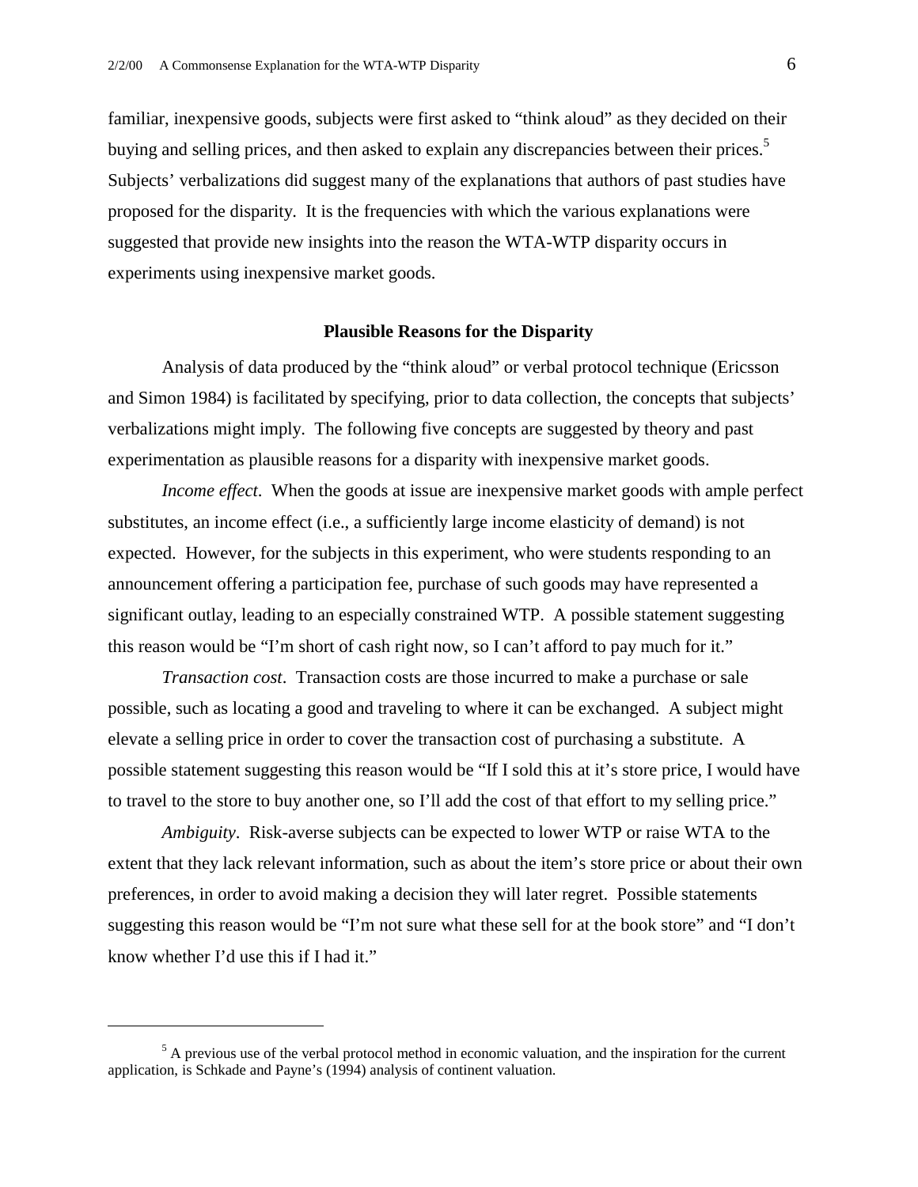familiar, inexpensive goods, subjects were first asked to "think aloud" as they decided on their buying and selling prices, and then asked to explain any discrepancies between their prices.[5] Subjects' verbalizations did suggest many of the explanations that authors of past studies have proposed for the disparity. It is the frequencies with which the various explanations were suggested that provide new insights into the reason the WTA-WTP disparity occurs in experiments using inexpensive market goods.

## Plausible Reasons for the Disparity

Analysis of data produced by the "think aloud" or verbal protocol technique (Ericsson and Simon 1984) is facilitated by specifying, prior to data collection, the concepts that subjects' verbalizations might imply. The following five concepts are suggested by theory and past experimentation as plausible reasons for a disparity with inexpensive market goods.

*Income effect*. When the goods at issue are inexpensive market goods with ample perfect substitutes, an income effect (i.e., a sufficiently large income elasticity of demand) is not expected. However, for the subjects in this experiment, who were students responding to an announcement offering a participation fee, purchase of such goods may have represented a significant outlay, leading to an especially constrained WTP. A possible statement suggesting this reason would be "I'm short of cash right now, so I can't afford to pay much for it."

*Transaction cost*. Transaction costs are those incurred to make a purchase or sale possible, such as locating a good and traveling to where it can be exchanged. A subject might elevate a selling price in order to cover the transaction cost of purchasing a substitute. A possible statement suggesting this reason would be "If I sold this at it's store price, I would have to travel to the store to buy another one, so I'll add the cost of that effort to my selling price."

*Ambiguity*. Risk-averse subjects can be expected to lower WTP or raise WTA to the extent that they lack relevant information, such as about the item's store price or about their own preferences, in order to avoid making a decision they will later regret. Possible statements suggesting this reason would be "I'm not sure what these sell for at the book store" and "I don't know whether I'd use this if I had it."

---

[5] A previous use of the verbal protocol method in economic valuation, and the inspiration for the current application, is Schkade and Payne's (1994) analysis of continent valuation.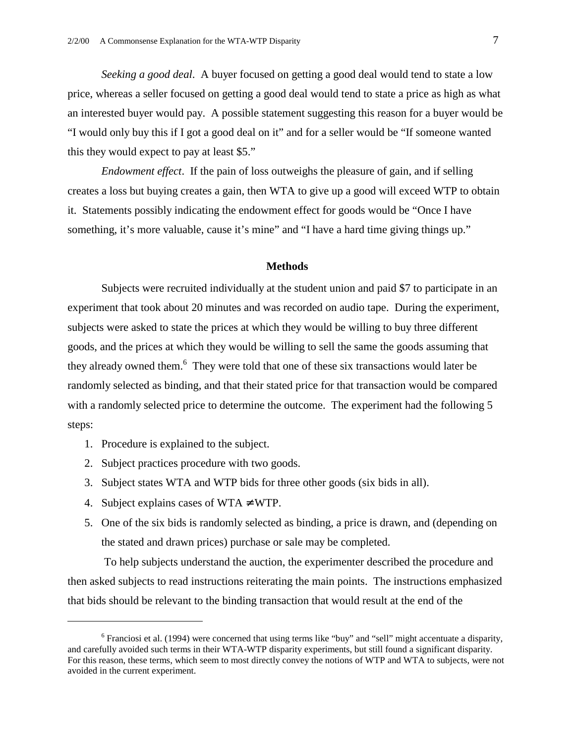*Seeking a good deal*. A buyer focused on getting a good deal would tend to state a low price, whereas a seller focused on getting a good deal would tend to state a price as high as what an interested buyer would pay. A possible statement suggesting this reason for a buyer would be "I would only buy this if I got a good deal on it" and for a seller would be "If someone wanted this they would expect to pay at least $5."

*Endowment effect*. If the pain of loss outweighs the pleasure of gain, and if selling creates a loss but buying creates a gain, then WTA to give up a good will exceed WTP to obtain it. Statements possibly indicating the endowment effect for goods would be "Once I have something, it's more valuable, cause it's mine" and "I have a hard time giving things up."

## Methods

Subjects were recruited individually at the student union and paid $7 to participate in an experiment that took about 20 minutes and was recorded on audio tape. During the experiment, subjects were asked to state the prices at which they would be willing to buy three different goods, and the prices at which they would be willing to sell the same the goods assuming that they already owned them.[6] They were told that one of these six transactions would later be randomly selected as binding, and that their stated price for that transaction would be compared with a randomly selected price to determine the outcome. The experiment had the following 5 steps:

1. Procedure is explained to the subject.
2. Subject practices procedure with two goods.
3. Subject states WTA and WTP bids for three other goods (six bids in all).
4. Subject explains cases of WTA $\neq$ WTP.
5. One of the six bids is randomly selected as binding, a price is drawn, and (depending on the stated and drawn prices) purchase or sale may be completed.

To help subjects understand the auction, the experimenter described the procedure and then asked subjects to read instructions reiterating the main points. The instructions emphasized that bids should be relevant to the binding transaction that would result at the end of the

---

[6] Franciosi et al. (1994) were concerned that using terms like "buy" and "sell" might accentuate a disparity, and carefully avoided such terms in their WTA-WTP disparity experiments, but still found a significant disparity. For this reason, these terms, which seem to most directly convey the notions of WTP and WTA to subjects, were not avoided in the current experiment.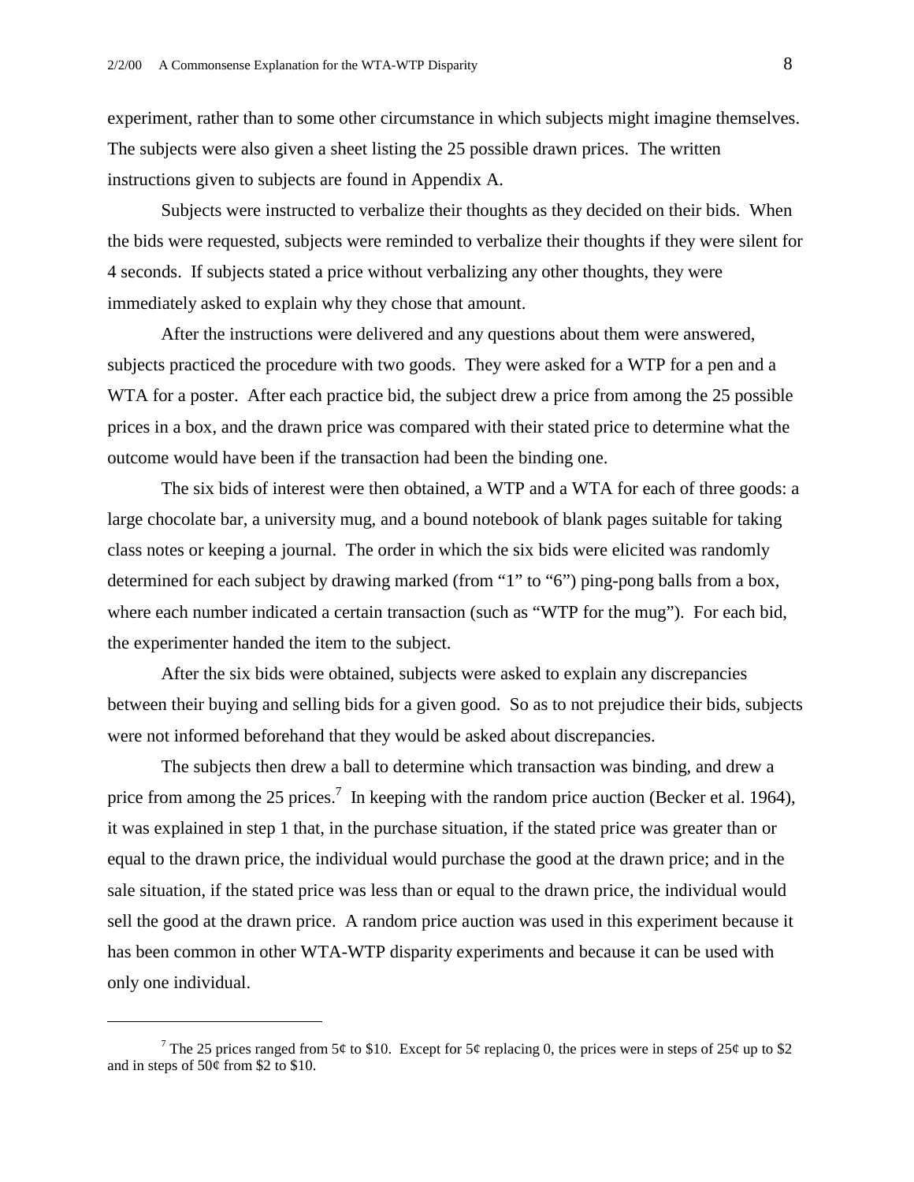experiment, rather than to some other circumstance in which subjects might imagine themselves. The subjects were also given a sheet listing the 25 possible drawn prices. The written instructions given to subjects are found in Appendix A.

Subjects were instructed to verbalize their thoughts as they decided on their bids. When the bids were requested, subjects were reminded to verbalize their thoughts if they were silent for 4 seconds. If subjects stated a price without verbalizing any other thoughts, they were immediately asked to explain why they chose that amount.

After the instructions were delivered and any questions about them were answered, subjects practiced the procedure with two goods. They were asked for a WTP for a pen and a WTA for a poster. After each practice bid, the subject drew a price from among the 25 possible prices in a box, and the drawn price was compared with their stated price to determine what the outcome would have been if the transaction had been the binding one.

The six bids of interest were then obtained, a WTP and a WTA for each of three goods: a large chocolate bar, a university mug, and a bound notebook of blank pages suitable for taking class notes or keeping a journal. The order in which the six bids were elicited was randomly determined for each subject by drawing marked (from "1" to "6") ping-pong balls from a box, where each number indicated a certain transaction (such as "WTP for the mug"). For each bid, the experimenter handed the item to the subject.

After the six bids were obtained, subjects were asked to explain any discrepancies between their buying and selling bids for a given good. So as to not prejudice their bids, subjects were not informed beforehand that they would be asked about discrepancies.

The subjects then drew a ball to determine which transaction was binding, and drew a price from among the 25 prices.[7] In keeping with the random price auction (Becker et al. 1964), it was explained in step 1 that, in the purchase situation, if the stated price was greater than or equal to the drawn price, the individual would purchase the good at the drawn price; and in the sale situation, if the stated price was less than or equal to the drawn price, the individual would sell the good at the drawn price. A random price auction was used in this experiment because it has been common in other WTA-WTP disparity experiments and because it can be used with only one individual.

---

[7] The 25 prices ranged from 5¢ to \$10. Except for 5¢ replacing 0, the prices were in steps of 25¢ up to \$2 and in steps of 50¢ from \$2 to \$10.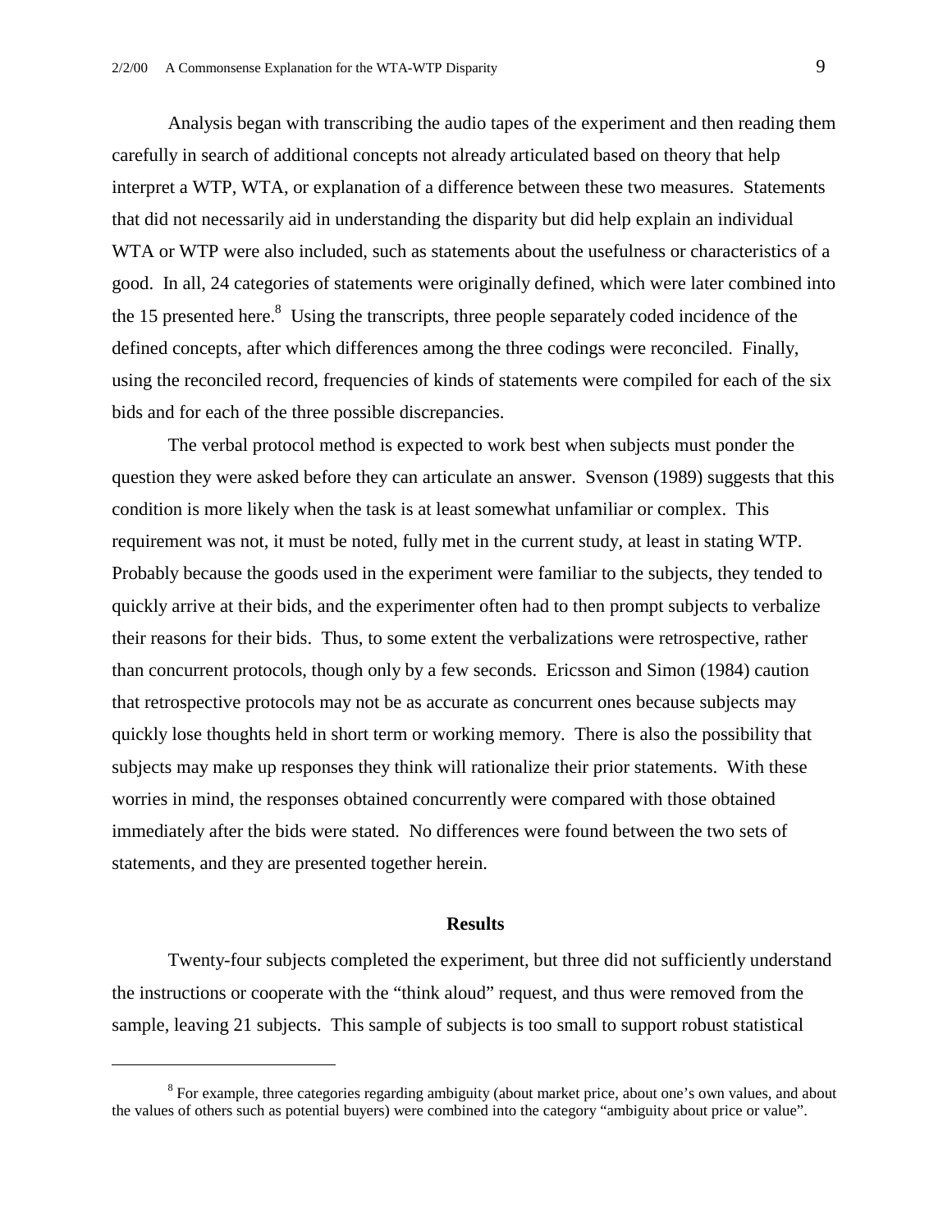Analysis began with transcribing the audio tapes of the experiment and then reading them carefully in search of additional concepts not already articulated based on theory that help interpret a WTP, WTA, or explanation of a difference between these two measures. Statements that did not necessarily aid in understanding the disparity but did help explain an individual WTA or WTP were also included, such as statements about the usefulness or characteristics of a good. In all, 24 categories of statements were originally defined, which were later combined into the 15 presented here.[8] Using the transcripts, three people separately coded incidence of the defined concepts, after which differences among the three codings were reconciled. Finally, using the reconciled record, frequencies of kinds of statements were compiled for each of the six bids and for each of the three possible discrepancies.

The verbal protocol method is expected to work best when subjects must ponder the question they were asked before they can articulate an answer. Svenson (1989) suggests that this condition is more likely when the task is at least somewhat unfamiliar or complex. This requirement was not, it must be noted, fully met in the current study, at least in stating WTP. Probably because the goods used in the experiment were familiar to the subjects, they tended to quickly arrive at their bids, and the experimenter often had to then prompt subjects to verbalize their reasons for their bids. Thus, to some extent the verbalizations were retrospective, rather than concurrent protocols, though only by a few seconds. Ericsson and Simon (1984) caution that retrospective protocols may not be as accurate as concurrent ones because subjects may quickly lose thoughts held in short term or working memory. There is also the possibility that subjects may make up responses they think will rationalize their prior statements. With these worries in mind, the responses obtained concurrently were compared with those obtained immediately after the bids were stated. No differences were found between the two sets of statements, and they are presented together herein.

## Results

Twenty-four subjects completed the experiment, but three did not sufficiently understand the instructions or cooperate with the "think aloud" request, and thus were removed from the sample, leaving 21 subjects. This sample of subjects is too small to support robust statistical

---

[8] For example, three categories regarding ambiguity (about market price, about one's own values, and about the values of others such as potential buyers) were combined into the category "ambiguity about price or value".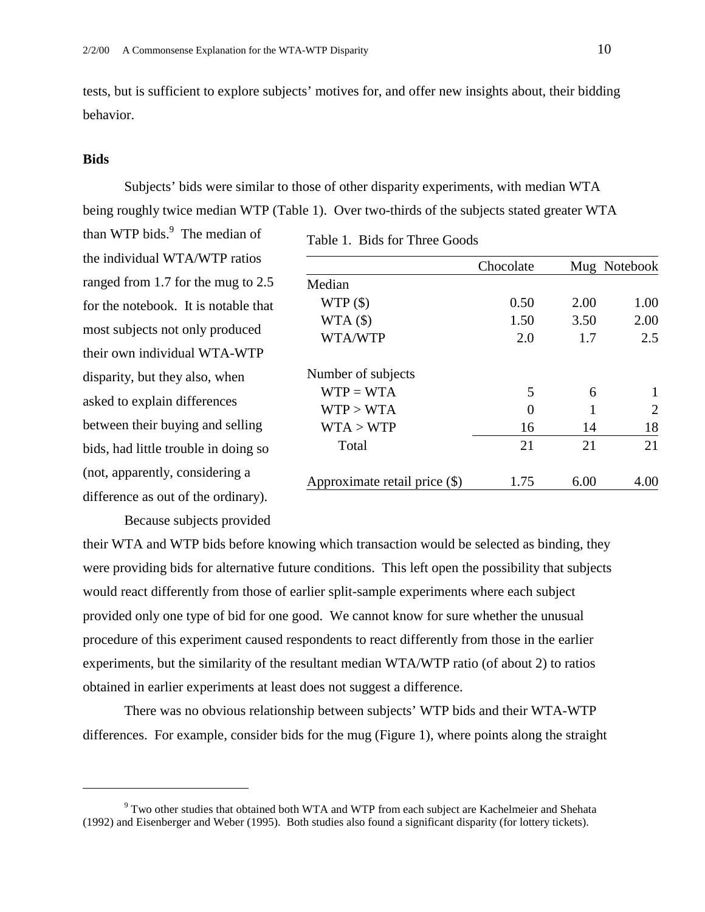tests, but is sufficient to explore subjects' motives for, and offer new insights about, their bidding behavior.

**Bids**

Subjects' bids were similar to those of other disparity experiments, with median WTA being roughly twice median WTP (Table 1). Over two-thirds of the subjects stated greater WTA than WTP bids.[9] The median of the individual WTA/WTP ratios ranged from 1.7 for the mug to 2.5 for the notebook. It is notable that most subjects not only produced their own individual WTA-WTP disparity, but they also, when asked to explain differences between their buying and selling bids, had little trouble in doing so (not, apparently, considering a difference as out of the ordinary).

Table 1. Bids for Three Goods

| | Chocolate | Mug | Notebook |
|---|---|---|---|
| Median | | | |
| WTP ($) | 0.50 | 2.00 | 1.00 |
| WTA ($) | 1.50 | 3.50 | 2.00 |
| WTA/WTP | 2.0 | 1.7 | 2.5 |
| Number of subjects | | | |
| WTP = WTA | 5 | 6 | 1 |
| WTP > WTA | 0 | 1 | 2 |
| WTA > WTP | 16 | 14 | 18 |
| Total | 21 | 21 | 21 |
| Approximate retail price ($) | 1.75 | 6.00 | 4.00 |

Because subjects provided their WTA and WTP bids before knowing which transaction would be selected as binding, they were providing bids for alternative future conditions. This left open the possibility that subjects would react differently from those of earlier split-sample experiments where each subject provided only one type of bid for one good. We cannot know for sure whether the unusual procedure of this experiment caused respondents to react differently from those in the earlier experiments, but the similarity of the resultant median WTA/WTP ratio (of about 2) to ratios obtained in earlier experiments at least does not suggest a difference.

There was no obvious relationship between subjects' WTP bids and their WTA-WTP differences. For example, consider bids for the mug (Figure 1), where points along the straight

[9] Two other studies that obtained both WTA and WTP from each subject are Kachelmeier and Shehata (1992) and Eisenberger and Weber (1995). Both studies also found a significant disparity (for lottery tickets).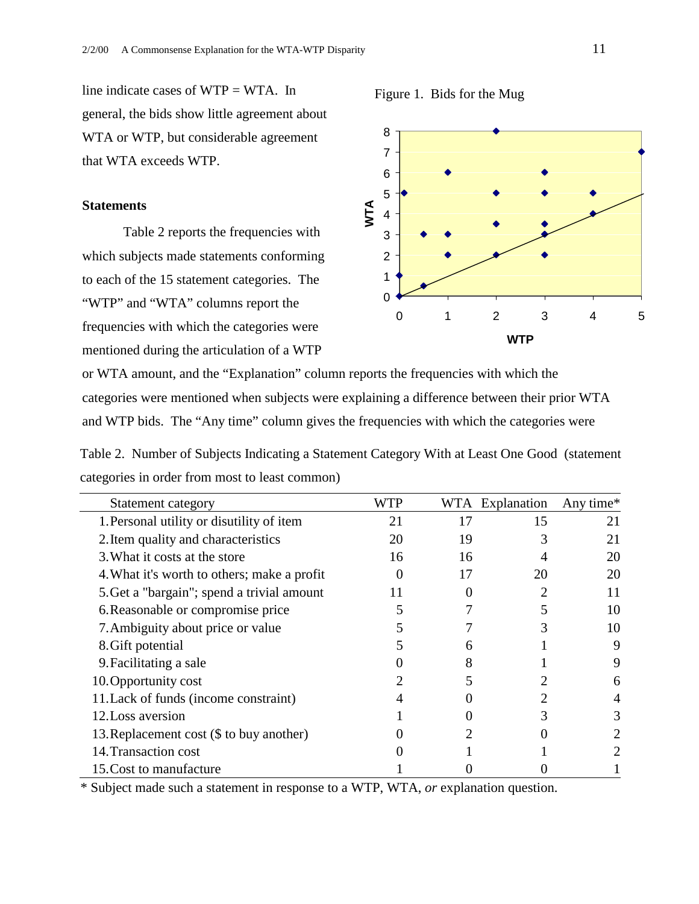line indicate cases of WTP = WTA. In general, the bids show little agreement about WTA or WTP, but considerable agreement that WTA exceeds WTP.

Figure 1. Bids for the Mug

### Statements

Table 2 reports the frequencies with which subjects made statements conforming to each of the 15 statement categories. The "WTP" and "WTA" columns report the frequencies with which the categories were mentioned during the articulation of a WTP or WTA amount, and the "Explanation" column reports the frequencies with which the categories were mentioned when subjects were explaining a difference between their prior WTA and WTP bids. The "Any time" column gives the frequencies with which the categories were

Table 2. Number of Subjects Indicating a Statement Category With at Least One Good (statement categories in order from most to least common)

| Statement category | WTP | WTA | Explanation | Any time* |
|---|---|---|---|---|
| 1. Personal utility or disutility of item | 21 | 17 | 15 | 21 |
| 2. Item quality and characteristics | 20 | 19 | 3 | 21 |
| 3. What it costs at the store | 16 | 16 | 4 | 20 |
| 4. What it's worth to others; make a profit | 0 | 17 | 20 | 20 |
| 5. Get a "bargain"; spend a trivial amount | 11 | 0 | 2 | 11 |
| 6. Reasonable or compromise price | 5 | 7 | 5 | 10 |
| 7. Ambiguity about price or value | 5 | 7 | 3 | 10 |
| 8. Gift potential | 5 | 6 | 1 | 9 |
| 9. Facilitating a sale | 0 | 8 | 1 | 9 |
| 10. Opportunity cost | 2 | 5 | 2 | 6 |
| 11. Lack of funds (income constraint) | 4 | 0 | 2 | 4 |
| 12. Loss aversion | 1 | 0 | 3 | 3 |
| 13. Replacement cost ($ to buy another) | 0 | 2 | 0 | 2 |
| 14. Transaction cost | 0 | 1 | 1 | 2 |
| 15. Cost to manufacture | 1 | 0 | 0 | 1 |

\* Subject made such a statement in response to a WTP, WTA, *or* explanation question.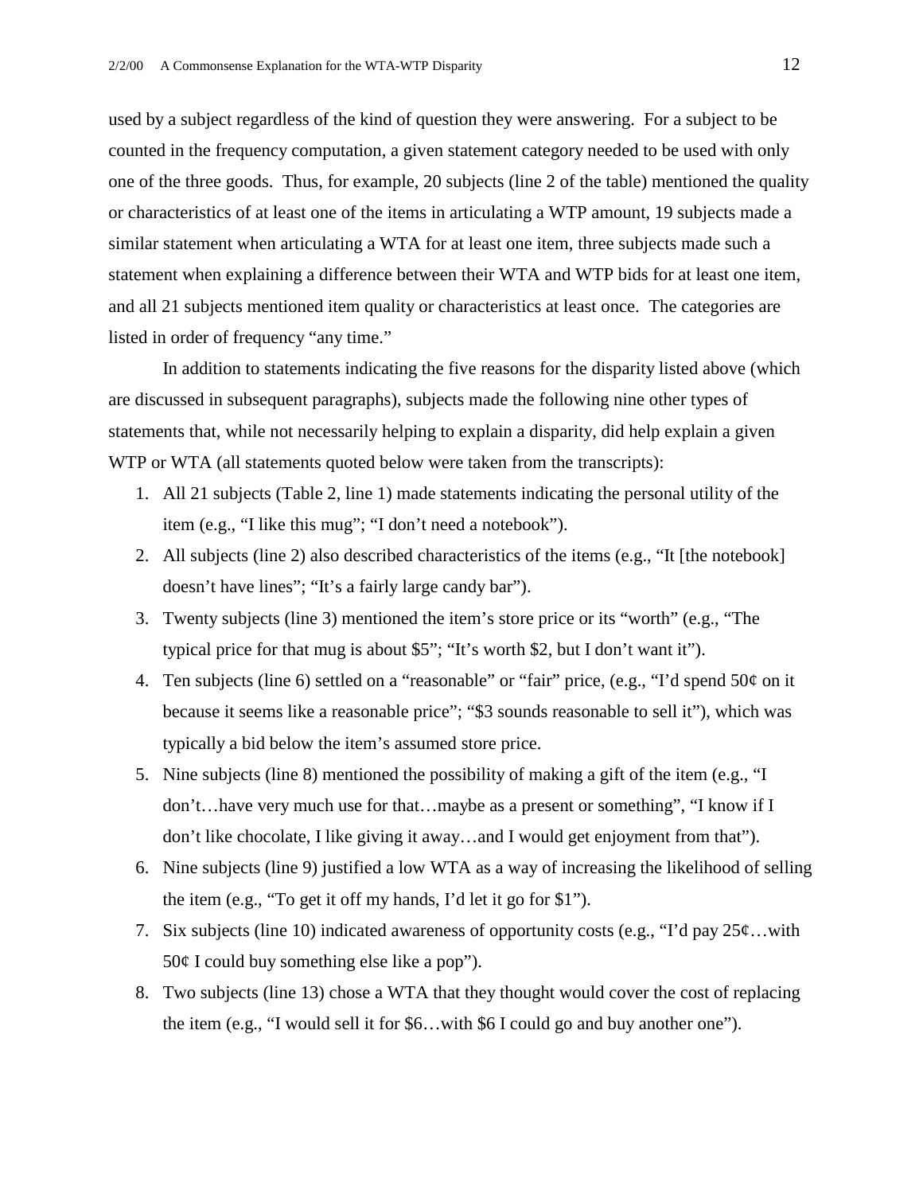used by a subject regardless of the kind of question they were answering. For a subject to be counted in the frequency computation, a given statement category needed to be used with only one of the three goods. Thus, for example, 20 subjects (line 2 of the table) mentioned the quality or characteristics of at least one of the items in articulating a WTP amount, 19 subjects made a similar statement when articulating a WTA for at least one item, three subjects made such a statement when explaining a difference between their WTA and WTP bids for at least one item, and all 21 subjects mentioned item quality or characteristics at least once. The categories are listed in order of frequency "any time."

In addition to statements indicating the five reasons for the disparity listed above (which are discussed in subsequent paragraphs), subjects made the following nine other types of statements that, while not necessarily helping to explain a disparity, did help explain a given WTP or WTA (all statements quoted below were taken from the transcripts):

1. All 21 subjects (Table 2, line 1) made statements indicating the personal utility of the item (e.g., "I like this mug"; "I don't need a notebook").
2. All subjects (line 2) also described characteristics of the items (e.g., "It [the notebook] doesn't have lines"; "It's a fairly large candy bar").
3. Twenty subjects (line 3) mentioned the item's store price or its "worth" (e.g., "The typical price for that mug is about $5"; "It's worth $2, but I don't want it").
4. Ten subjects (line 6) settled on a "reasonable" or "fair" price, (e.g., "I'd spend 50¢ on it because it seems like a reasonable price"; "$3 sounds reasonable to sell it"), which was typically a bid below the item's assumed store price.
5. Nine subjects (line 8) mentioned the possibility of making a gift of the item (e.g., "I don't…have very much use for that…maybe as a present or something", "I know if I don't like chocolate, I like giving it away…and I would get enjoyment from that").
6. Nine subjects (line 9) justified a low WTA as a way of increasing the likelihood of selling the item (e.g., "To get it off my hands, I'd let it go for $1").
7. Six subjects (line 10) indicated awareness of opportunity costs (e.g., "I'd pay 25¢…with 50¢ I could buy something else like a pop").
8. Two subjects (line 13) chose a WTA that they thought would cover the cost of replacing the item (e.g., "I would sell it for $6…with $6 I could go and buy another one").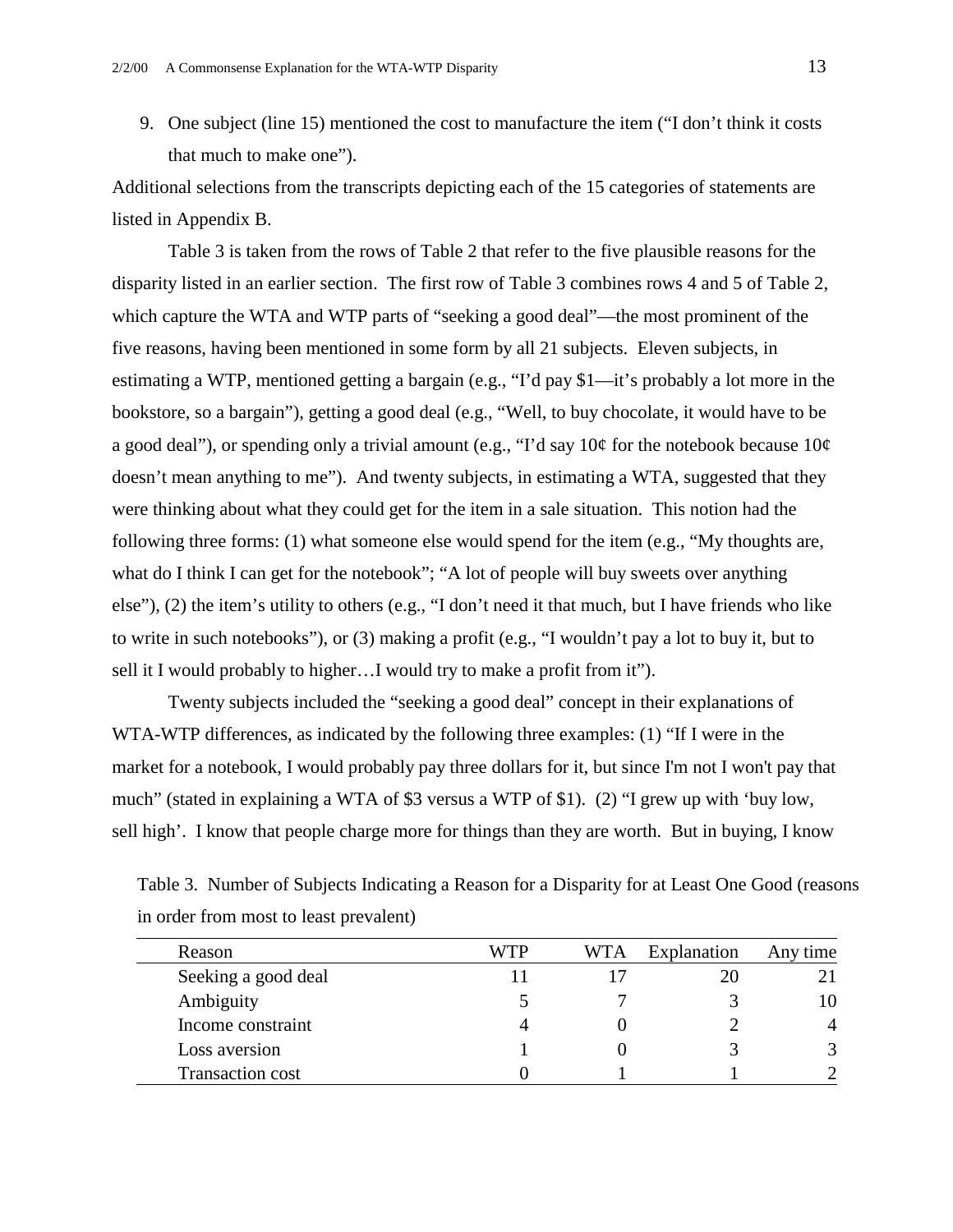9. One subject (line 15) mentioned the cost to manufacture the item ("I don't think it costs that much to make one").

Additional selections from the transcripts depicting each of the 15 categories of statements are listed in Appendix B.

Table 3 is taken from the rows of Table 2 that refer to the five plausible reasons for the disparity listed in an earlier section. The first row of Table 3 combines rows 4 and 5 of Table 2, which capture the WTA and WTP parts of "seeking a good deal"—the most prominent of the five reasons, having been mentioned in some form by all 21 subjects. Eleven subjects, in estimating a WTP, mentioned getting a bargain (e.g., "I'd pay $1—it's probably a lot more in the bookstore, so a bargain"), getting a good deal (e.g., "Well, to buy chocolate, it would have to be a good deal"), or spending only a trivial amount (e.g., "I'd say 10¢ for the notebook because 10¢ doesn't mean anything to me"). And twenty subjects, in estimating a WTA, suggested that they were thinking about what they could get for the item in a sale situation. This notion had the following three forms: (1) what someone else would spend for the item (e.g., "My thoughts are, what do I think I can get for the notebook"; "A lot of people will buy sweets over anything else"), (2) the item's utility to others (e.g., "I don't need it that much, but I have friends who like to write in such notebooks"), or (3) making a profit (e.g., "I wouldn't pay a lot to buy it, but to sell it I would probably to higher…I would try to make a profit from it").

Twenty subjects included the "seeking a good deal" concept in their explanations of WTA-WTP differences, as indicated by the following three examples: (1) "If I were in the market for a notebook, I would probably pay three dollars for it, but since I'm not I won't pay that much" (stated in explaining a WTA of $3 versus a WTP of $1). (2) "I grew up with 'buy low, sell high'. I know that people charge more for things than they are worth. But in buying, I know

Table 3. Number of Subjects Indicating a Reason for a Disparity for at Least One Good (reasons in order from most to least prevalent)

| Reason | WTP | WTA | Explanation | Any time |
|---|---|---|---|---|
| Seeking a good deal | 11 | 17 | 20 | 21 |
| Ambiguity | 5 | 7 | 3 | 10 |
| Income constraint | 4 | 0 | 2 | 4 |
| Loss aversion | 1 | 0 | 3 | 3 |
| Transaction cost | 0 | 1 | 1 | 2 |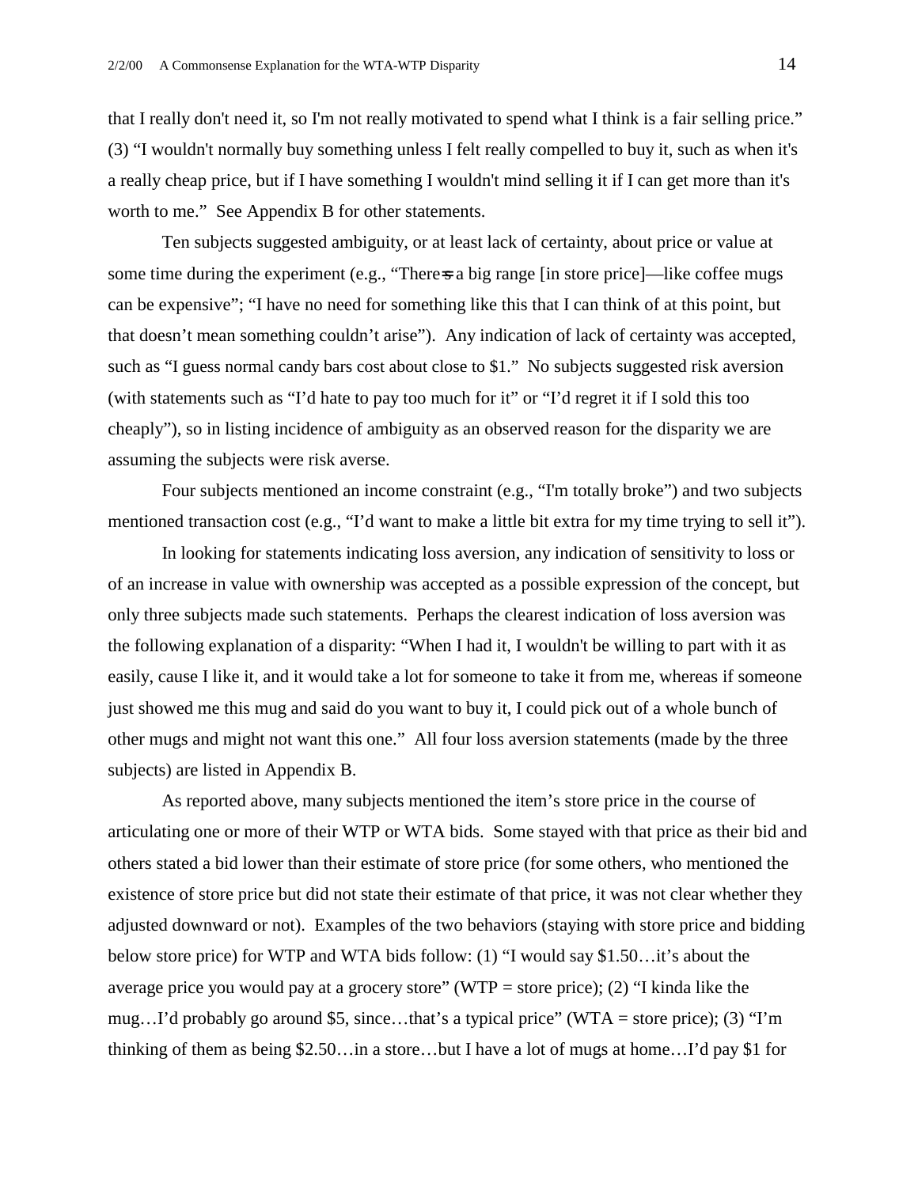that I really don't need it, so I'm not really motivated to spend what I think is a fair selling price." (3) "I wouldn't normally buy something unless I felt really compelled to buy it, such as when it's a really cheap price, but if I have something I wouldn't mind selling it if I can get more than it's worth to me." See Appendix B for other statements.

Ten subjects suggested ambiguity, or at least lack of certainty, about price or value at some time during the experiment (e.g., "There's a big range [in store price]—like coffee mugs can be expensive"; "I have no need for something like this that I can think of at this point, but that doesn't mean something couldn't arise"). Any indication of lack of certainty was accepted, such as "I guess normal candy bars cost about close to $1." No subjects suggested risk aversion (with statements such as "I'd hate to pay too much for it" or "I'd regret it if I sold this too cheaply"), so in listing incidence of ambiguity as an observed reason for the disparity we are assuming the subjects were risk averse.

Four subjects mentioned an income constraint (e.g., "I'm totally broke") and two subjects mentioned transaction cost (e.g., "I'd want to make a little bit extra for my time trying to sell it").

In looking for statements indicating loss aversion, any indication of sensitivity to loss or of an increase in value with ownership was accepted as a possible expression of the concept, but only three subjects made such statements. Perhaps the clearest indication of loss aversion was the following explanation of a disparity: "When I had it, I wouldn't be willing to part with it as easily, cause I like it, and it would take a lot for someone to take it from me, whereas if someone just showed me this mug and said do you want to buy it, I could pick out of a whole bunch of other mugs and might not want this one." All four loss aversion statements (made by the three subjects) are listed in Appendix B.

As reported above, many subjects mentioned the item's store price in the course of articulating one or more of their WTP or WTA bids. Some stayed with that price as their bid and others stated a bid lower than their estimate of store price (for some others, who mentioned the existence of store price but did not state their estimate of that price, it was not clear whether they adjusted downward or not). Examples of the two behaviors (staying with store price and bidding below store price) for WTP and WTA bids follow: (1) "I would say $1.50…it's about the average price you would pay at a grocery store" (WTP = store price); (2) "I kinda like the mug…I'd probably go around $5, since…that's a typical price" (WTA = store price); (3) "I'm thinking of them as being $2.50…in a store…but I have a lot of mugs at home…I'd pay $1 for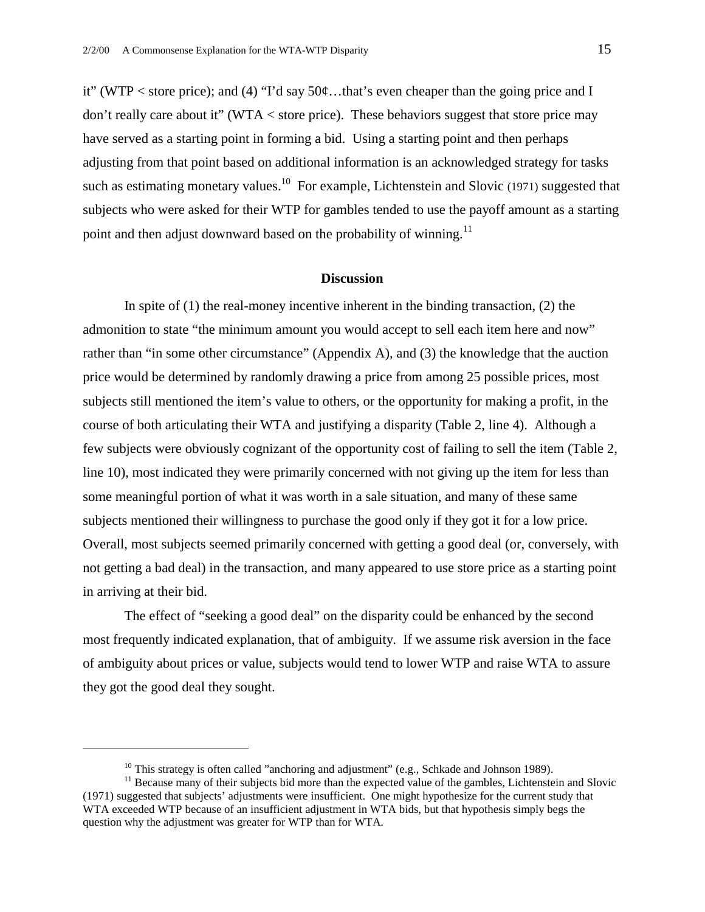it" (WTP < store price); and (4) "I'd say 50¢…that's even cheaper than the going price and I don't really care about it" (WTA < store price). These behaviors suggest that store price may have served as a starting point in forming a bid. Using a starting point and then perhaps adjusting from that point based on additional information is an acknowledged strategy for tasks such as estimating monetary values.[10] For example, Lichtenstein and Slovic (1971) suggested that subjects who were asked for their WTP for gambles tended to use the payoff amount as a starting point and then adjust downward based on the probability of winning.[11]

## Discussion

In spite of (1) the real-money incentive inherent in the binding transaction, (2) the admonition to state "the minimum amount you would accept to sell each item here and now" rather than "in some other circumstance" (Appendix A), and (3) the knowledge that the auction price would be determined by randomly drawing a price from among 25 possible prices, most subjects still mentioned the item's value to others, or the opportunity for making a profit, in the course of both articulating their WTA and justifying a disparity (Table 2, line 4). Although a few subjects were obviously cognizant of the opportunity cost of failing to sell the item (Table 2, line 10), most indicated they were primarily concerned with not giving up the item for less than some meaningful portion of what it was worth in a sale situation, and many of these same subjects mentioned their willingness to purchase the good only if they got it for a low price. Overall, most subjects seemed primarily concerned with getting a good deal (or, conversely, with not getting a bad deal) in the transaction, and many appeared to use store price as a starting point in arriving at their bid.

The effect of "seeking a good deal" on the disparity could be enhanced by the second most frequently indicated explanation, that of ambiguity. If we assume risk aversion in the face of ambiguity about prices or value, subjects would tend to lower WTP and raise WTA to assure they got the good deal they sought.

---

[10] This strategy is often called "anchoring and adjustment" (e.g., Schkade and Johnson 1989).

[11] Because many of their subjects bid more than the expected value of the gambles, Lichtenstein and Slovic (1971) suggested that subjects' adjustments were insufficient. One might hypothesize for the current study that WTA exceeded WTP because of an insufficient adjustment in WTA bids, but that hypothesis simply begs the question why the adjustment was greater for WTP than for WTA.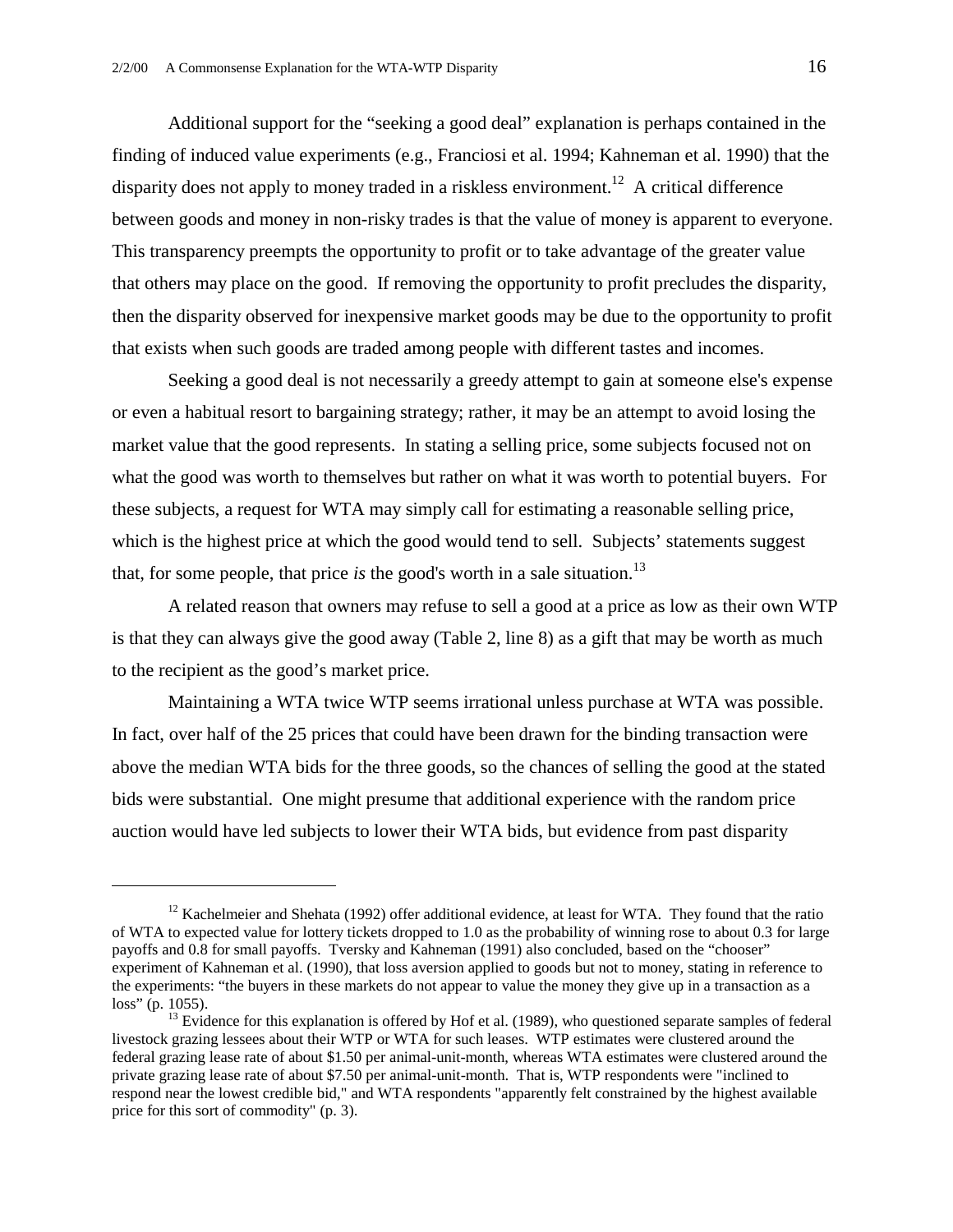Additional support for the "seeking a good deal" explanation is perhaps contained in the finding of induced value experiments (e.g., Franciosi et al. 1994; Kahneman et al. 1990) that the disparity does not apply to money traded in a riskless environment.[12] A critical difference between goods and money in non-risky trades is that the value of money is apparent to everyone. This transparency preempts the opportunity to profit or to take advantage of the greater value that others may place on the good. If removing the opportunity to profit precludes the disparity, then the disparity observed for inexpensive market goods may be due to the opportunity to profit that exists when such goods are traded among people with different tastes and incomes.

Seeking a good deal is not necessarily a greedy attempt to gain at someone else's expense or even a habitual resort to bargaining strategy; rather, it may be an attempt to avoid losing the market value that the good represents. In stating a selling price, some subjects focused not on what the good was worth to themselves but rather on what it was worth to potential buyers. For these subjects, a request for WTA may simply call for estimating a reasonable selling price, which is the highest price at which the good would tend to sell. Subjects' statements suggest that, for some people, that price *is* the good's worth in a sale situation.[13]

A related reason that owners may refuse to sell a good at a price as low as their own WTP is that they can always give the good away (Table 2, line 8) as a gift that may be worth as much to the recipient as the good's market price.

Maintaining a WTA twice WTP seems irrational unless purchase at WTA was possible. In fact, over half of the 25 prices that could have been drawn for the binding transaction were above the median WTA bids for the three goods, so the chances of selling the good at the stated bids were substantial. One might presume that additional experience with the random price auction would have led subjects to lower their WTA bids, but evidence from past disparity

---

[12] Kachelmeier and Shehata (1992) offer additional evidence, at least for WTA. They found that the ratio of WTA to expected value for lottery tickets dropped to 1.0 as the probability of winning rose to about 0.3 for large payoffs and 0.8 for small payoffs. Tversky and Kahneman (1991) also concluded, based on the "chooser" experiment of Kahneman et al. (1990), that loss aversion applied to goods but not to money, stating in reference to the experiments: "the buyers in these markets do not appear to value the money they give up in a transaction as a loss" (p. 1055).

[13] Evidence for this explanation is offered by Hof et al. (1989), who questioned separate samples of federal livestock grazing lessees about their WTP or WTA for such leases. WTP estimates were clustered around the federal grazing lease rate of about $1.50 per animal-unit-month, whereas WTA estimates were clustered around the private grazing lease rate of about $7.50 per animal-unit-month. That is, WTP respondents were "inclined to respond near the lowest credible bid," and WTA respondents "apparently felt constrained by the highest available price for this sort of commodity" (p. 3).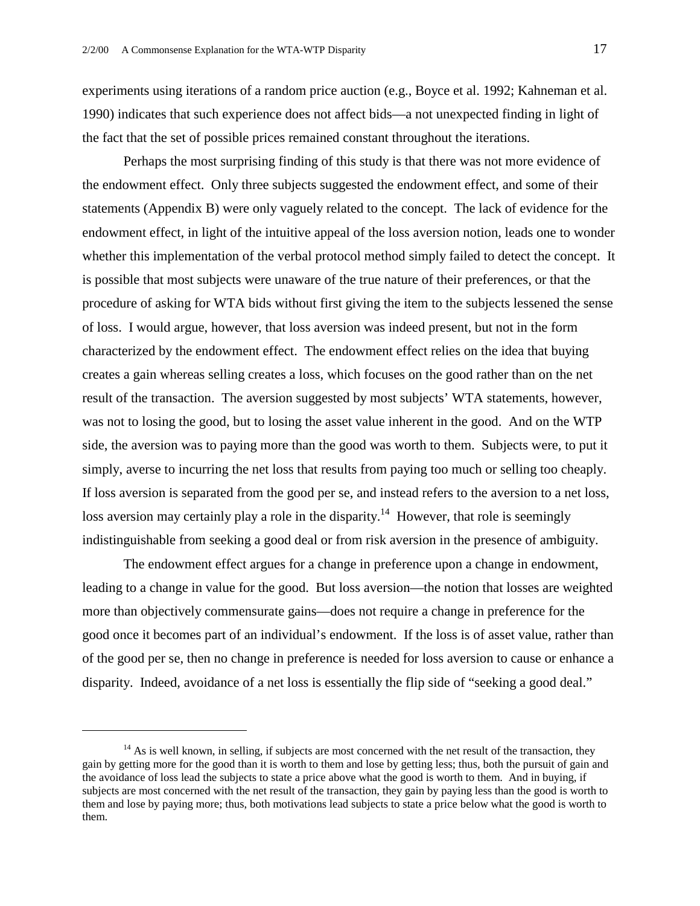experiments using iterations of a random price auction (e.g., Boyce et al. 1992; Kahneman et al. 1990) indicates that such experience does not affect bids—a not unexpected finding in light of the fact that the set of possible prices remained constant throughout the iterations.

Perhaps the most surprising finding of this study is that there was not more evidence of the endowment effect. Only three subjects suggested the endowment effect, and some of their statements (Appendix B) were only vaguely related to the concept. The lack of evidence for the endowment effect, in light of the intuitive appeal of the loss aversion notion, leads one to wonder whether this implementation of the verbal protocol method simply failed to detect the concept. It is possible that most subjects were unaware of the true nature of their preferences, or that the procedure of asking for WTA bids without first giving the item to the subjects lessened the sense of loss. I would argue, however, that loss aversion was indeed present, but not in the form characterized by the endowment effect. The endowment effect relies on the idea that buying creates a gain whereas selling creates a loss, which focuses on the good rather than on the net result of the transaction. The aversion suggested by most subjects' WTA statements, however, was not to losing the good, but to losing the asset value inherent in the good. And on the WTP side, the aversion was to paying more than the good was worth to them. Subjects were, to put it simply, averse to incurring the net loss that results from paying too much or selling too cheaply. If loss aversion is separated from the good per se, and instead refers to the aversion to a net loss, loss aversion may certainly play a role in the disparity.[14] However, that role is seemingly indistinguishable from seeking a good deal or from risk aversion in the presence of ambiguity.

The endowment effect argues for a change in preference upon a change in endowment, leading to a change in value for the good. But loss aversion—the notion that losses are weighted more than objectively commensurate gains—does not require a change in preference for the good once it becomes part of an individual's endowment. If the loss is of asset value, rather than of the good per se, then no change in preference is needed for loss aversion to cause or enhance a disparity. Indeed, avoidance of a net loss is essentially the flip side of "seeking a good deal."

---

[14] As is well known, in selling, if subjects are most concerned with the net result of the transaction, they gain by getting more for the good than it is worth to them and lose by getting less; thus, both the pursuit of gain and the avoidance of loss lead the subjects to state a price above what the good is worth to them. And in buying, if subjects are most concerned with the net result of the transaction, they gain by paying less than the good is worth to them and lose by paying more; thus, both motivations lead subjects to state a price below what the good is worth to them.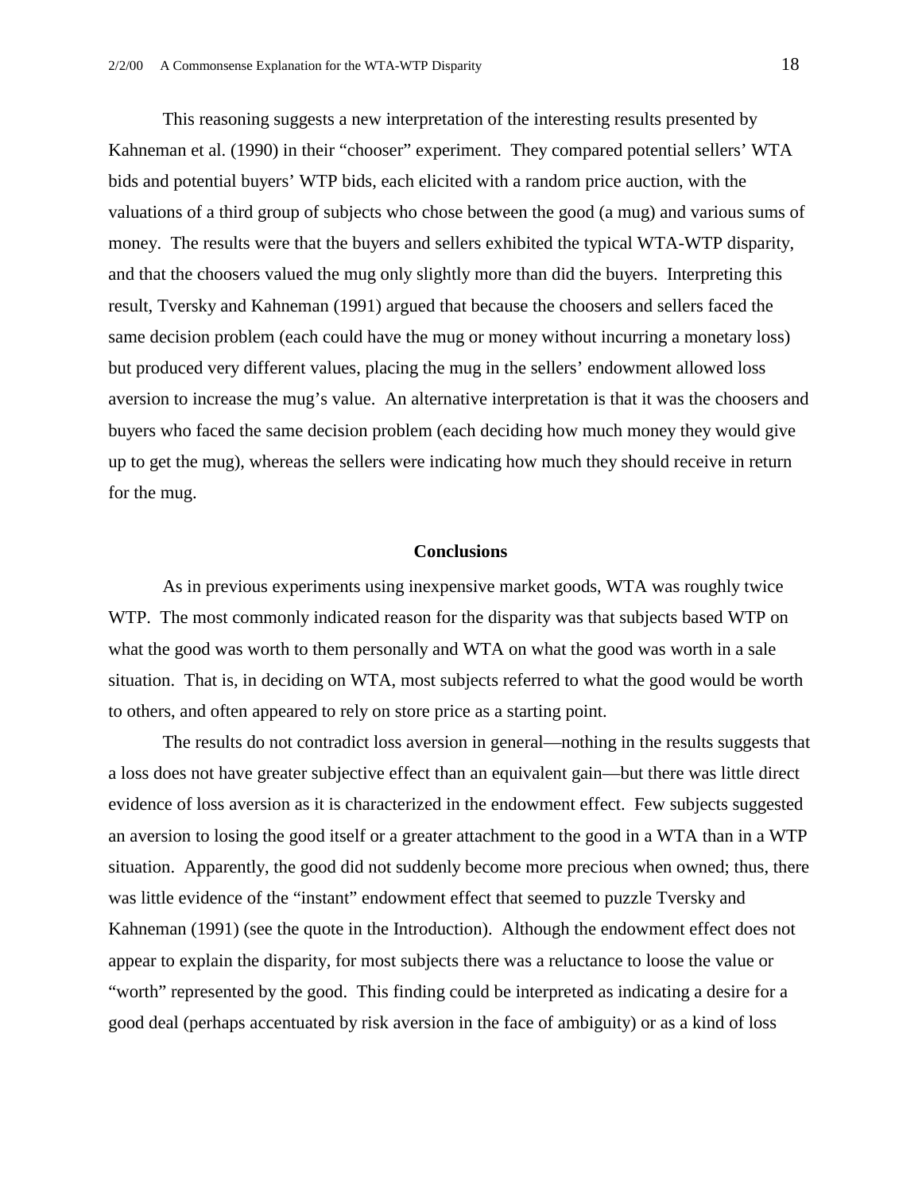This reasoning suggests a new interpretation of the interesting results presented by Kahneman et al. (1990) in their "chooser" experiment. They compared potential sellers' WTA bids and potential buyers' WTP bids, each elicited with a random price auction, with the valuations of a third group of subjects who chose between the good (a mug) and various sums of money. The results were that the buyers and sellers exhibited the typical WTA-WTP disparity, and that the choosers valued the mug only slightly more than did the buyers. Interpreting this result, Tversky and Kahneman (1991) argued that because the choosers and sellers faced the same decision problem (each could have the mug or money without incurring a monetary loss) but produced very different values, placing the mug in the sellers' endowment allowed loss aversion to increase the mug's value. An alternative interpretation is that it was the choosers and buyers who faced the same decision problem (each deciding how much money they would give up to get the mug), whereas the sellers were indicating how much they should receive in return for the mug.

## Conclusions

As in previous experiments using inexpensive market goods, WTA was roughly twice WTP. The most commonly indicated reason for the disparity was that subjects based WTP on what the good was worth to them personally and WTA on what the good was worth in a sale situation. That is, in deciding on WTA, most subjects referred to what the good would be worth to others, and often appeared to rely on store price as a starting point.

The results do not contradict loss aversion in general—nothing in the results suggests that a loss does not have greater subjective effect than an equivalent gain—but there was little direct evidence of loss aversion as it is characterized in the endowment effect. Few subjects suggested an aversion to losing the good itself or a greater attachment to the good in a WTA than in a WTP situation. Apparently, the good did not suddenly become more precious when owned; thus, there was little evidence of the "instant" endowment effect that seemed to puzzle Tversky and Kahneman (1991) (see the quote in the Introduction). Although the endowment effect does not appear to explain the disparity, for most subjects there was a reluctance to loose the value or "worth" represented by the good. This finding could be interpreted as indicating a desire for a good deal (perhaps accentuated by risk aversion in the face of ambiguity) or as a kind of loss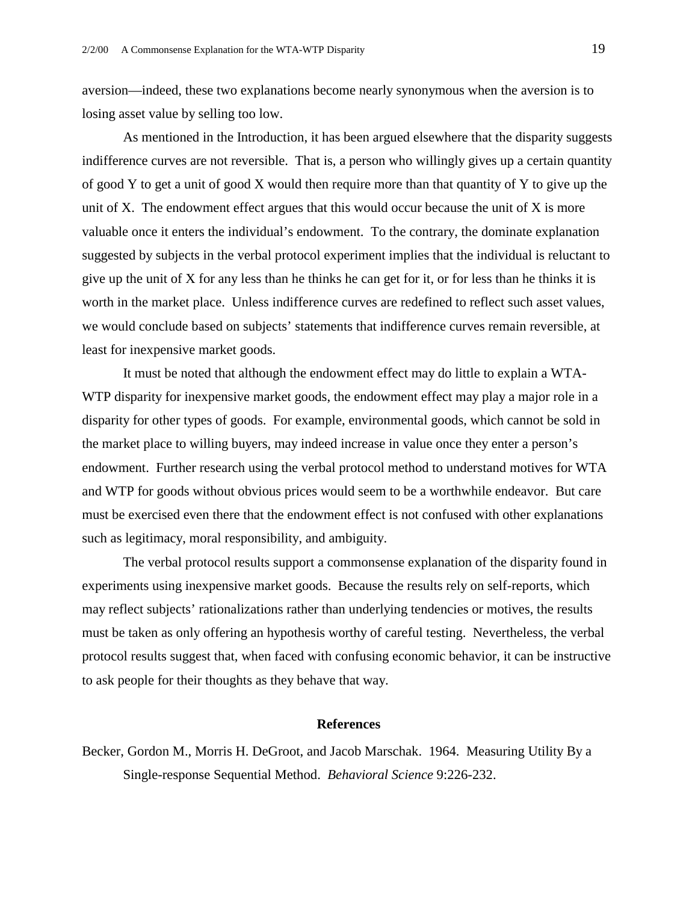aversion—indeed, these two explanations become nearly synonymous when the aversion is to losing asset value by selling too low.

As mentioned in the Introduction, it has been argued elsewhere that the disparity suggests indifference curves are not reversible. That is, a person who willingly gives up a certain quantity of good Y to get a unit of good X would then require more than that quantity of Y to give up the unit of X. The endowment effect argues that this would occur because the unit of X is more valuable once it enters the individual's endowment. To the contrary, the dominate explanation suggested by subjects in the verbal protocol experiment implies that the individual is reluctant to give up the unit of X for any less than he thinks he can get for it, or for less than he thinks it is worth in the market place. Unless indifference curves are redefined to reflect such asset values, we would conclude based on subjects' statements that indifference curves remain reversible, at least for inexpensive market goods.

It must be noted that although the endowment effect may do little to explain a WTA-WTP disparity for inexpensive market goods, the endowment effect may play a major role in a disparity for other types of goods. For example, environmental goods, which cannot be sold in the market place to willing buyers, may indeed increase in value once they enter a person's endowment. Further research using the verbal protocol method to understand motives for WTA and WTP for goods without obvious prices would seem to be a worthwhile endeavor. But care must be exercised even there that the endowment effect is not confused with other explanations such as legitimacy, moral responsibility, and ambiguity.

The verbal protocol results support a commonsense explanation of the disparity found in experiments using inexpensive market goods. Because the results rely on self-reports, which may reflect subjects' rationalizations rather than underlying tendencies or motives, the results must be taken as only offering an hypothesis worthy of careful testing. Nevertheless, the verbal protocol results suggest that, when faced with confusing economic behavior, it can be instructive to ask people for their thoughts as they behave that way.

## References

Becker, Gordon M., Morris H. DeGroot, and Jacob Marschak. 1964. Measuring Utility By a Single-response Sequential Method. *Behavioral Science* 9:226-232.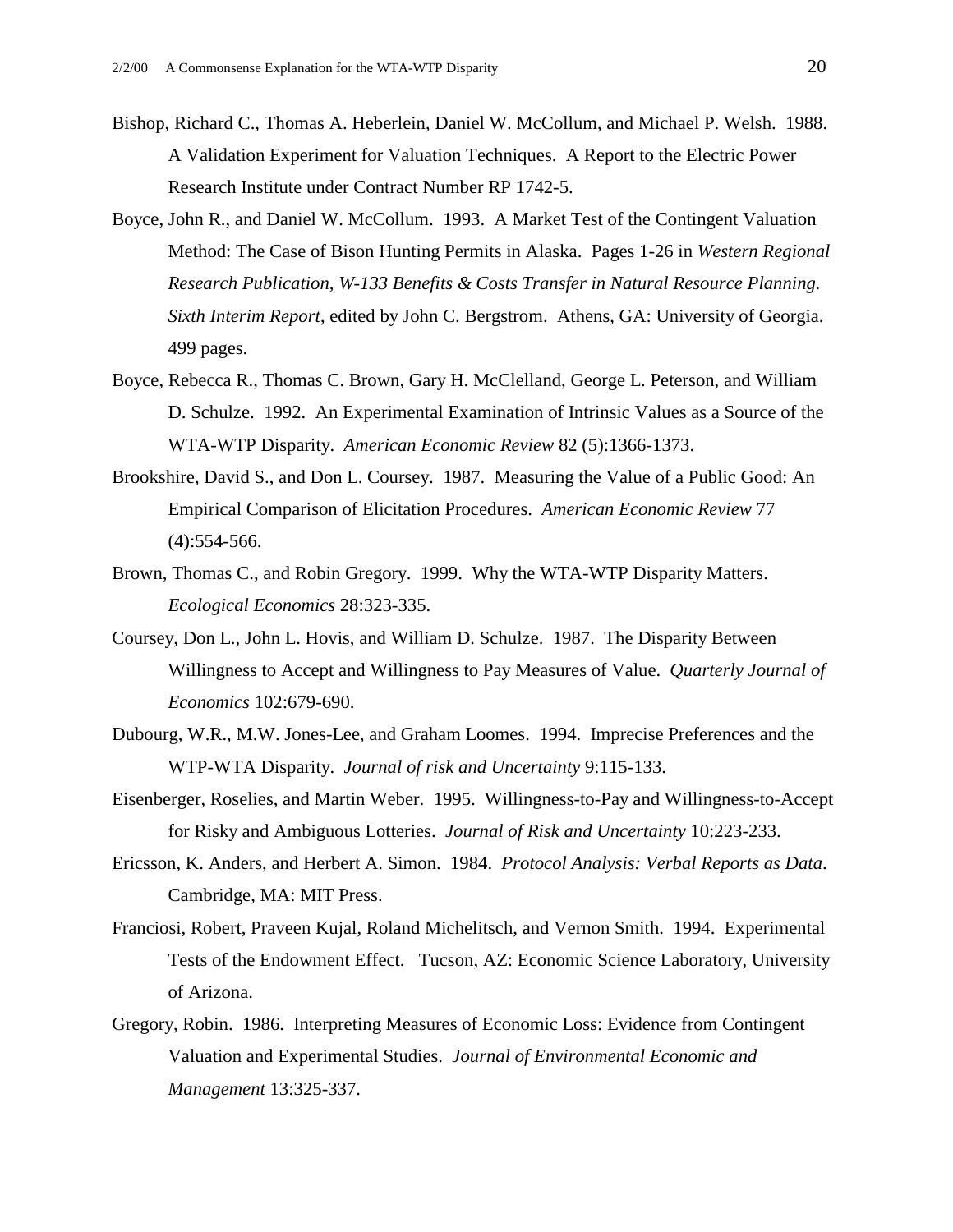Bishop, Richard C., Thomas A. Heberlein, Daniel W. McCollum, and Michael P. Welsh. 1988. A Validation Experiment for Valuation Techniques. A Report to the Electric Power Research Institute under Contract Number RP 1742-5.

Boyce, John R., and Daniel W. McCollum. 1993. A Market Test of the Contingent Valuation Method: The Case of Bison Hunting Permits in Alaska. Pages 1-26 in *Western Regional Research Publication, W-133 Benefits & Costs Transfer in Natural Resource Planning. Sixth Interim Report*, edited by John C. Bergstrom. Athens, GA: University of Georgia. 499 pages.

Boyce, Rebecca R., Thomas C. Brown, Gary H. McClelland, George L. Peterson, and William D. Schulze. 1992. An Experimental Examination of Intrinsic Values as a Source of the WTA-WTP Disparity. *American Economic Review* 82 (5):1366-1373.

Brookshire, David S., and Don L. Coursey. 1987. Measuring the Value of a Public Good: An Empirical Comparison of Elicitation Procedures. *American Economic Review* 77 (4):554-566.

Brown, Thomas C., and Robin Gregory. 1999. Why the WTA-WTP Disparity Matters. *Ecological Economics* 28:323-335.

Coursey, Don L., John L. Hovis, and William D. Schulze. 1987. The Disparity Between Willingness to Accept and Willingness to Pay Measures of Value. *Quarterly Journal of Economics* 102:679-690.

Dubourg, W.R., M.W. Jones-Lee, and Graham Loomes. 1994. Imprecise Preferences and the WTP-WTA Disparity. *Journal of risk and Uncertainty* 9:115-133.

Eisenberger, Roselies, and Martin Weber. 1995. Willingness-to-Pay and Willingness-to-Accept for Risky and Ambiguous Lotteries. *Journal of Risk and Uncertainty* 10:223-233.

Ericsson, K. Anders, and Herbert A. Simon. 1984. *Protocol Analysis: Verbal Reports as Data*. Cambridge, MA: MIT Press.

Franciosi, Robert, Praveen Kujal, Roland Michelitsch, and Vernon Smith. 1994. Experimental Tests of the Endowment Effect. Tucson, AZ: Economic Science Laboratory, University of Arizona.

Gregory, Robin. 1986. Interpreting Measures of Economic Loss: Evidence from Contingent Valuation and Experimental Studies. *Journal of Environmental Economic and Management* 13:325-337.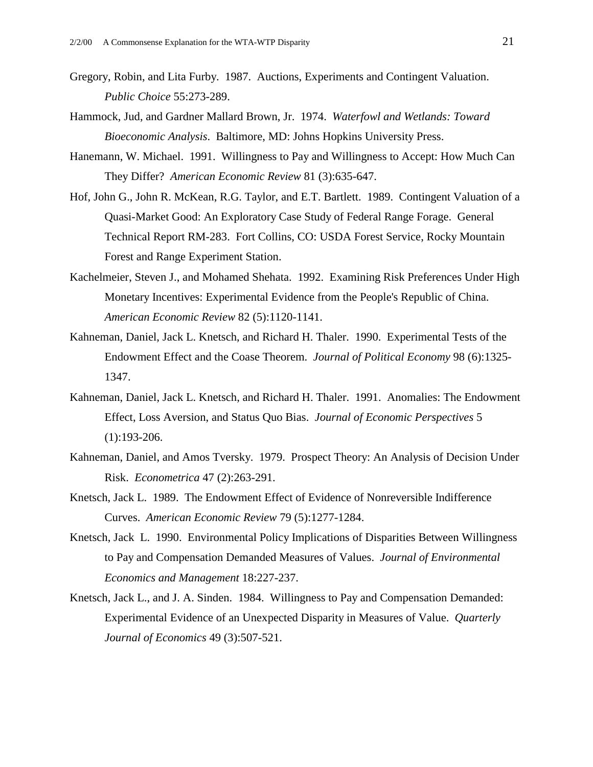Gregory, Robin, and Lita Furby. 1987. Auctions, Experiments and Contingent Valuation. *Public Choice* 55:273-289.

Hammock, Jud, and Gardner Mallard Brown, Jr. 1974. *Waterfowl and Wetlands: Toward Bioeconomic Analysis*. Baltimore, MD: Johns Hopkins University Press.

Hanemann, W. Michael. 1991. Willingness to Pay and Willingness to Accept: How Much Can They Differ? *American Economic Review* 81 (3):635-647.

Hof, John G., John R. McKean, R.G. Taylor, and E.T. Bartlett. 1989. Contingent Valuation of a Quasi-Market Good: An Exploratory Case Study of Federal Range Forage. General Technical Report RM-283. Fort Collins, CO: USDA Forest Service, Rocky Mountain Forest and Range Experiment Station.

Kachelmeier, Steven J., and Mohamed Shehata. 1992. Examining Risk Preferences Under High Monetary Incentives: Experimental Evidence from the People's Republic of China. *American Economic Review* 82 (5):1120-1141.

Kahneman, Daniel, Jack L. Knetsch, and Richard H. Thaler. 1990. Experimental Tests of the Endowment Effect and the Coase Theorem. *Journal of Political Economy* 98 (6):1325-1347.

Kahneman, Daniel, Jack L. Knetsch, and Richard H. Thaler. 1991. Anomalies: The Endowment Effect, Loss Aversion, and Status Quo Bias. *Journal of Economic Perspectives* 5 (1):193-206.

Kahneman, Daniel, and Amos Tversky. 1979. Prospect Theory: An Analysis of Decision Under Risk. *Econometrica* 47 (2):263-291.

Knetsch, Jack L. 1989. The Endowment Effect of Evidence of Nonreversible Indifference Curves. *American Economic Review* 79 (5):1277-1284.

Knetsch, Jack L. 1990. Environmental Policy Implications of Disparities Between Willingness to Pay and Compensation Demanded Measures of Values. *Journal of Environmental Economics and Management* 18:227-237.

Knetsch, Jack L., and J. A. Sinden. 1984. Willingness to Pay and Compensation Demanded: Experimental Evidence of an Unexpected Disparity in Measures of Value. *Quarterly Journal of Economics* 49 (3):507-521.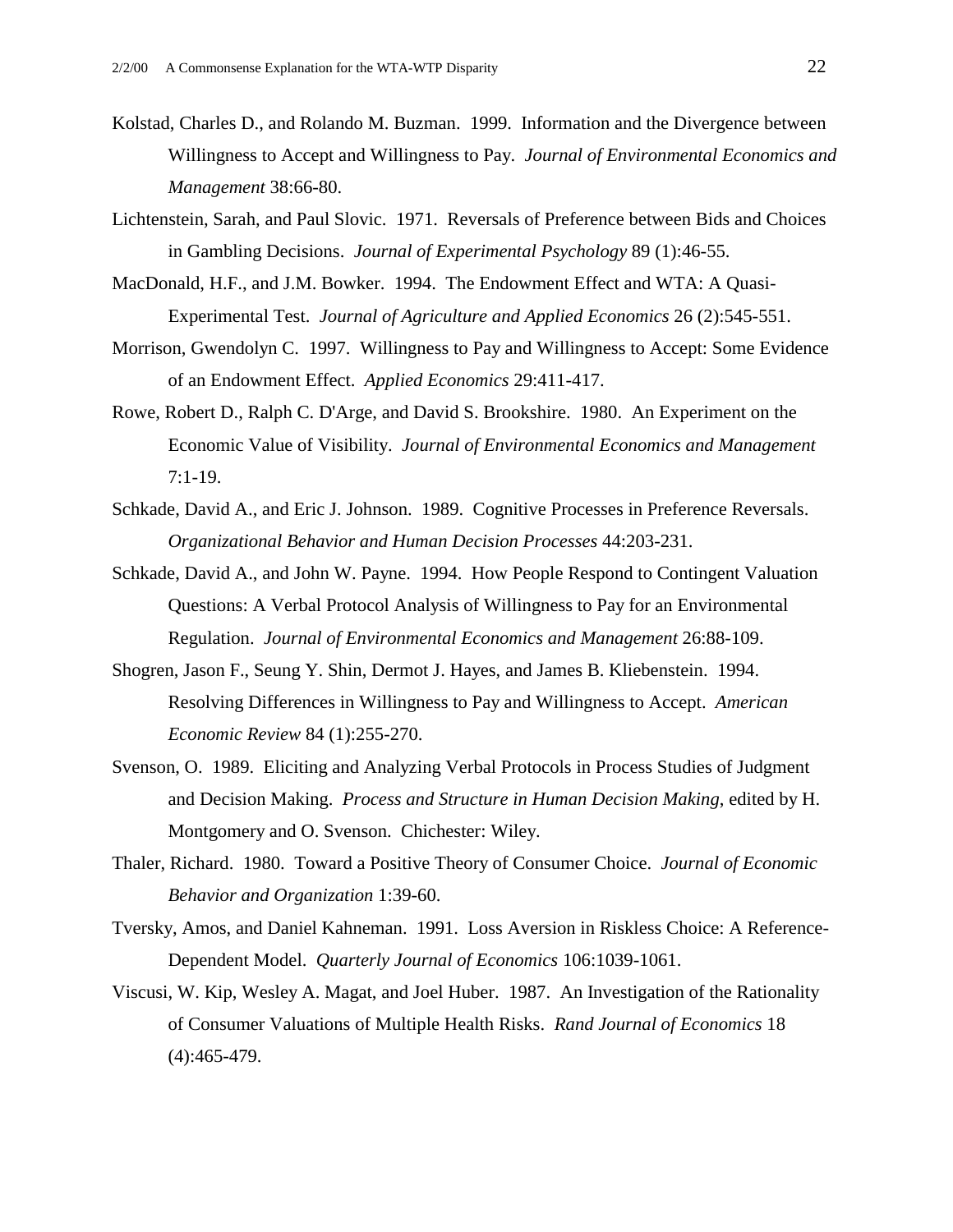Kolstad, Charles D., and Rolando M. Buzman. 1999. Information and the Divergence between Willingness to Accept and Willingness to Pay. *Journal of Environmental Economics and Management* 38:66-80.

Lichtenstein, Sarah, and Paul Slovic. 1971. Reversals of Preference between Bids and Choices in Gambling Decisions. *Journal of Experimental Psychology* 89 (1):46-55.

MacDonald, H.F., and J.M. Bowker. 1994. The Endowment Effect and WTA: A Quasi-Experimental Test. *Journal of Agriculture and Applied Economics* 26 (2):545-551.

Morrison, Gwendolyn C. 1997. Willingness to Pay and Willingness to Accept: Some Evidence of an Endowment Effect. *Applied Economics* 29:411-417.

Rowe, Robert D., Ralph C. D'Arge, and David S. Brookshire. 1980. An Experiment on the Economic Value of Visibility. *Journal of Environmental Economics and Management* 7:1-19.

Schkade, David A., and Eric J. Johnson. 1989. Cognitive Processes in Preference Reversals. *Organizational Behavior and Human Decision Processes* 44:203-231.

Schkade, David A., and John W. Payne. 1994. How People Respond to Contingent Valuation Questions: A Verbal Protocol Analysis of Willingness to Pay for an Environmental Regulation. *Journal of Environmental Economics and Management* 26:88-109.

Shogren, Jason F., Seung Y. Shin, Dermot J. Hayes, and James B. Kliebenstein. 1994. Resolving Differences in Willingness to Pay and Willingness to Accept. *American Economic Review* 84 (1):255-270.

Svenson, O. 1989. Eliciting and Analyzing Verbal Protocols in Process Studies of Judgment and Decision Making. *Process and Structure in Human Decision Making*, edited by H. Montgomery and O. Svenson. Chichester: Wiley.

Thaler, Richard. 1980. Toward a Positive Theory of Consumer Choice. *Journal of Economic Behavior and Organization* 1:39-60.

Tversky, Amos, and Daniel Kahneman. 1991. Loss Aversion in Riskless Choice: A Reference-Dependent Model. *Quarterly Journal of Economics* 106:1039-1061.

Viscusi, W. Kip, Wesley A. Magat, and Joel Huber. 1987. An Investigation of the Rationality of Consumer Valuations of Multiple Health Risks. *Rand Journal of Economics* 18 (4):465-479.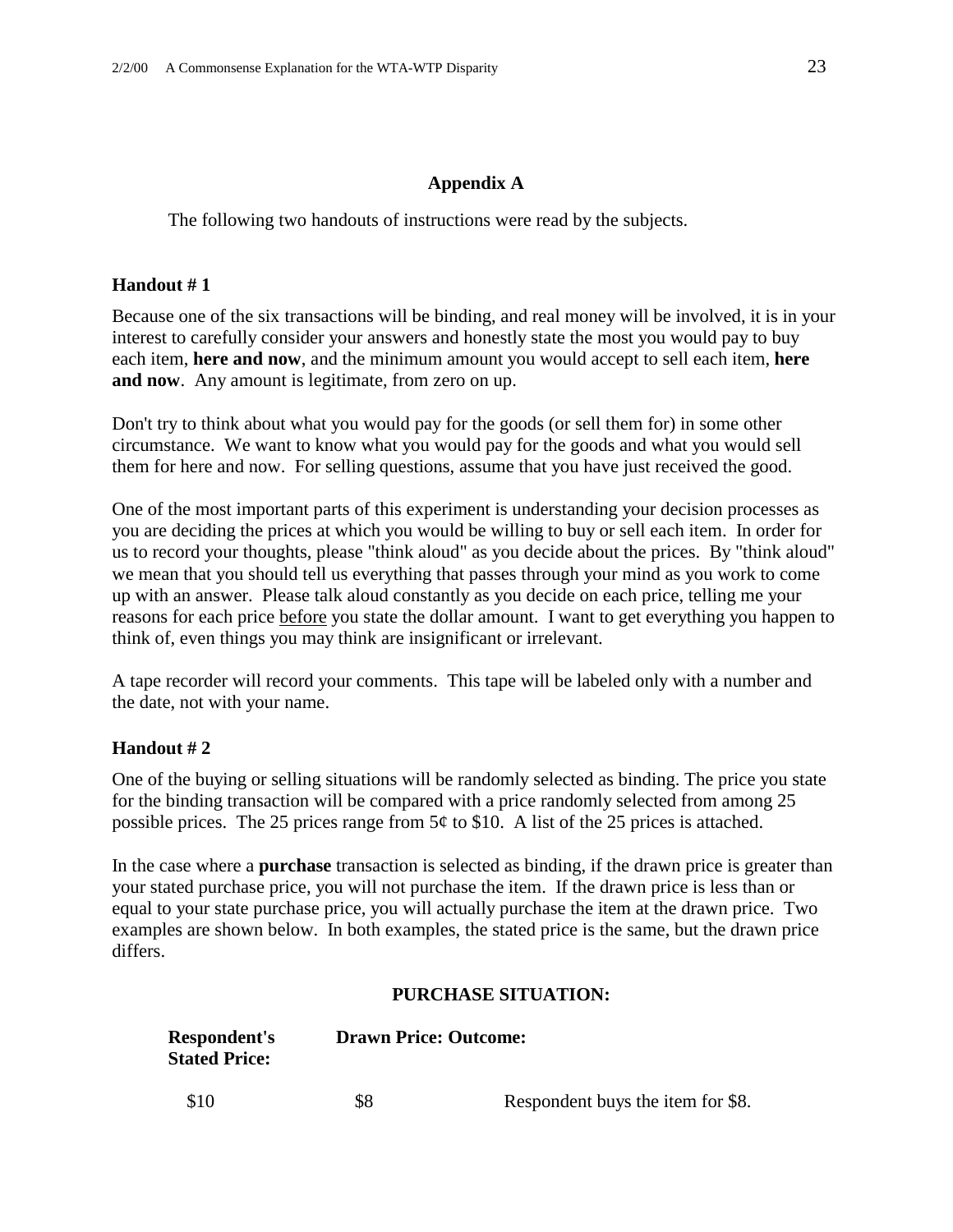## Appendix A

The following two handouts of instructions were read by the subjects.

### Handout # 1

Because one of the six transactions will be binding, and real money will be involved, it is in your interest to carefully consider your answers and honestly state the most you would pay to buy each item, **here and now**, and the minimum amount you would accept to sell each item, **here and now**. Any amount is legitimate, from zero on up.

Don't try to think about what you would pay for the goods (or sell them for) in some other circumstance. We want to know what you would pay for the goods and what you would sell them for here and now. For selling questions, assume that you have just received the good.

One of the most important parts of this experiment is understanding your decision processes as you are deciding the prices at which you would be willing to buy or sell each item. In order for us to record your thoughts, please "think aloud" as you decide about the prices. By "think aloud" we mean that you should tell us everything that passes through your mind as you work to come up with an answer. Please talk aloud constantly as you decide on each price, telling me your reasons for each price before you state the dollar amount. I want to get everything you happen to think of, even things you may think are insignificant or irrelevant.

A tape recorder will record your comments. This tape will be labeled only with a number and the date, not with your name.

### Handout # 2

One of the buying or selling situations will be randomly selected as binding. The price you state for the binding transaction will be compared with a price randomly selected from among 25 possible prices. The 25 prices range from 5¢ to $10. A list of the 25 prices is attached.

In the case where a **purchase** transaction is selected as binding, if the drawn price is greater than your stated purchase price, you will not purchase the item. If the drawn price is less than or equal to your state purchase price, you will actually purchase the item at the drawn price. Two examples are shown below. In both examples, the stated price is the same, but the drawn price differs.

**PURCHASE SITUATION:**

| **Respondent's Stated Price:** | **Drawn Price:** | **Outcome:** |
|---|---|---|
| $10 | $8 | Respondent buys the item for $8. |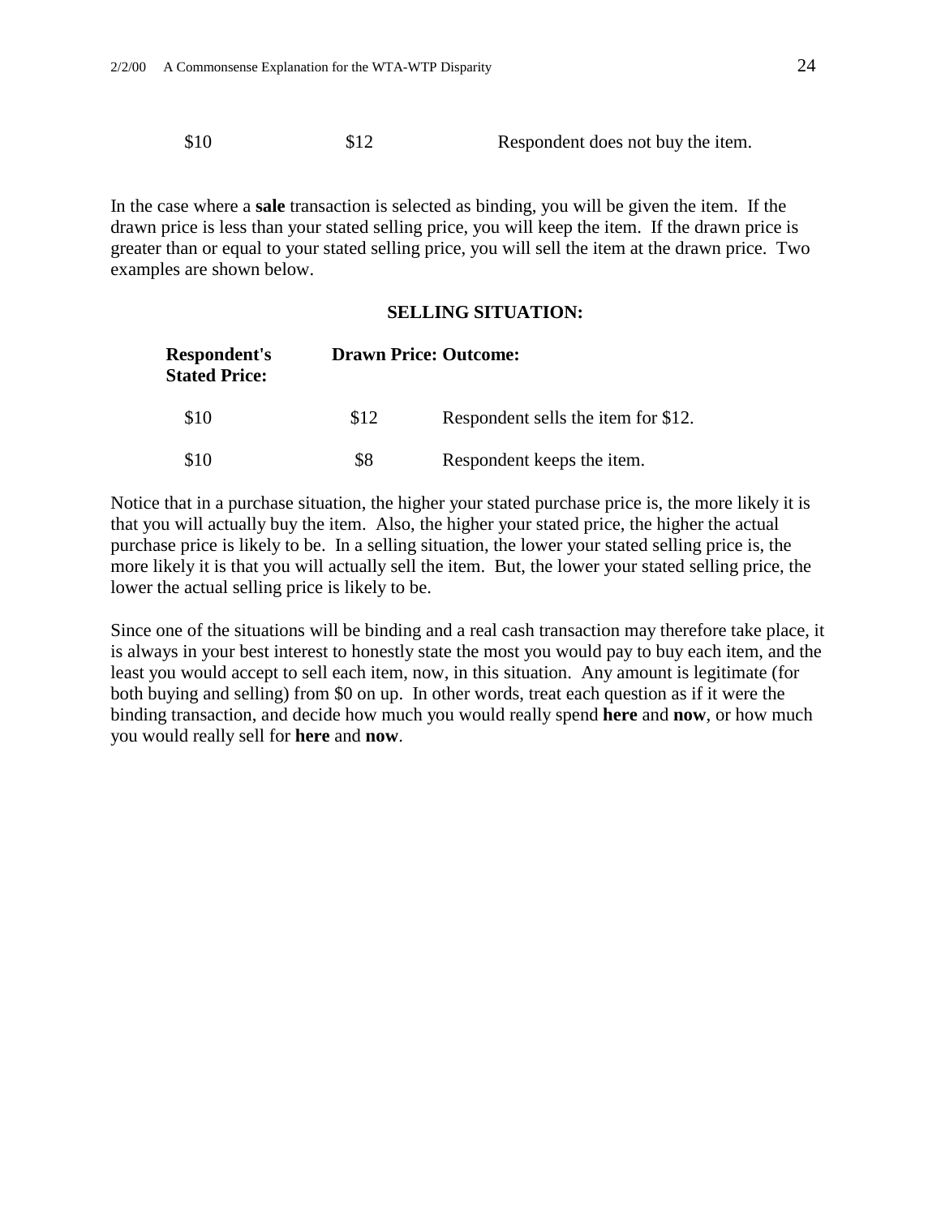| | | |
|---|---|---|
| $10 | $12 | Respondent does not buy the item. |

In the case where a **sale** transaction is selected as binding, you will be given the item. If the drawn price is less than your stated selling price, you will keep the item. If the drawn price is greater than or equal to your stated selling price, you will sell the item at the drawn price. Two examples are shown below.

**SELLING SITUATION:**

| **Respondent's Stated Price:** | **Drawn Price:** | **Outcome:** |
|---|---|---|
| $10 | $12 | Respondent sells the item for $12. |
| $10 | $8 | Respondent keeps the item. |

Notice that in a purchase situation, the higher your stated purchase price is, the more likely it is that you will actually buy the item. Also, the higher your stated price, the higher the actual purchase price is likely to be. In a selling situation, the lower your stated selling price is, the more likely it is that you will actually sell the item. But, the lower your stated selling price, the lower the actual selling price is likely to be.

Since one of the situations will be binding and a real cash transaction may therefore take place, it is always in your best interest to honestly state the most you would pay to buy each item, and the least you would accept to sell each item, now, in this situation. Any amount is legitimate (for both buying and selling) from $0 on up. In other words, treat each question as if it were the binding transaction, and decide how much you would really spend **here** and **now**, or how much you would really sell for **here** and **now**.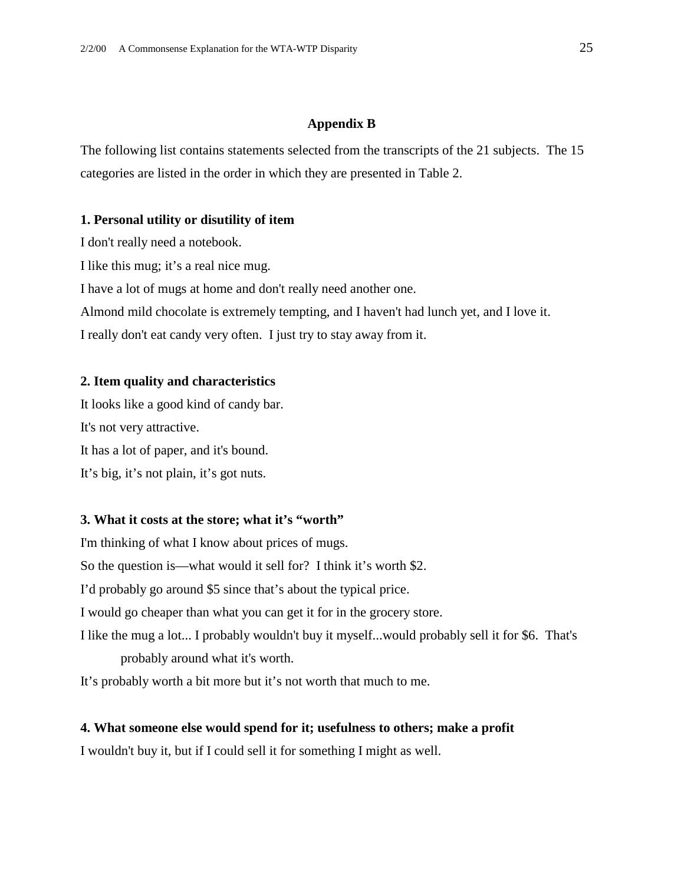## Appendix B

The following list contains statements selected from the transcripts of the 21 subjects. The 15 categories are listed in the order in which they are presented in Table 2.

**1. Personal utility or disutility of item**

I don't really need a notebook.

I like this mug; it's a real nice mug.

I have a lot of mugs at home and don't really need another one.

Almond mild chocolate is extremely tempting, and I haven't had lunch yet, and I love it.

I really don't eat candy very often. I just try to stay away from it.

**2. Item quality and characteristics**

It looks like a good kind of candy bar.

It's not very attractive.

It has a lot of paper, and it's bound.

It's big, it's not plain, it's got nuts.

**3. What it costs at the store; what it's "worth"**

I'm thinking of what I know about prices of mugs.

So the question is—what would it sell for? I think it's worth $2.

I'd probably go around $5 since that's about the typical price.

I would go cheaper than what you can get it for in the grocery store.

I like the mug a lot... I probably wouldn't buy it myself...would probably sell it for $6. That's probably around what it's worth.

It's probably worth a bit more but it's not worth that much to me.

**4. What someone else would spend for it; usefulness to others; make a profit**

I wouldn't buy it, but if I could sell it for something I might as well.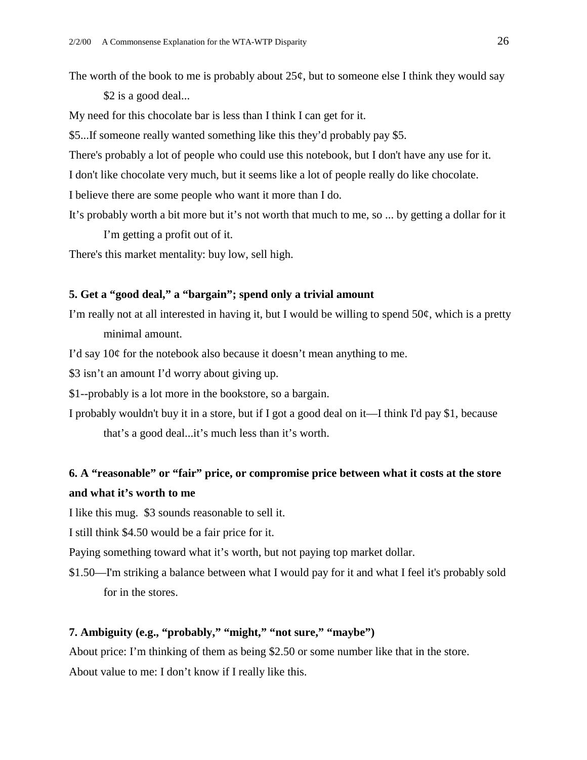The worth of the book to me is probably about 25¢, but to someone else I think they would say $2 is a good deal...

My need for this chocolate bar is less than I think I can get for it.

$5...If someone really wanted something like this they'd probably pay $5.

There's probably a lot of people who could use this notebook, but I don't have any use for it.

I don't like chocolate very much, but it seems like a lot of people really do like chocolate.

I believe there are some people who want it more than I do.

It's probably worth a bit more but it's not worth that much to me, so ... by getting a dollar for it I'm getting a profit out of it.

There's this market mentality: buy low, sell high.

**5. Get a "good deal," a "bargain"; spend only a trivial amount**

I'm really not at all interested in having it, but I would be willing to spend 50¢, which is a pretty minimal amount.

I'd say 10¢ for the notebook also because it doesn't mean anything to me.

$3 isn't an amount I'd worry about giving up.

$1--probably is a lot more in the bookstore, so a bargain.

I probably wouldn't buy it in a store, but if I got a good deal on it—I think I'd pay $1, because that's a good deal...it's much less than it's worth.

**6. A "reasonable" or "fair" price, or compromise price between what it costs at the store and what it's worth to me**

I like this mug. $3 sounds reasonable to sell it.

I still think $4.50 would be a fair price for it.

Paying something toward what it's worth, but not paying top market dollar.

$1.50—I'm striking a balance between what I would pay for it and what I feel it's probably sold for in the stores.

**7. Ambiguity (e.g., "probably," "might," "not sure," "maybe")**

About price: I'm thinking of them as being $2.50 or some number like that in the store.

About value to me: I don't know if I really like this.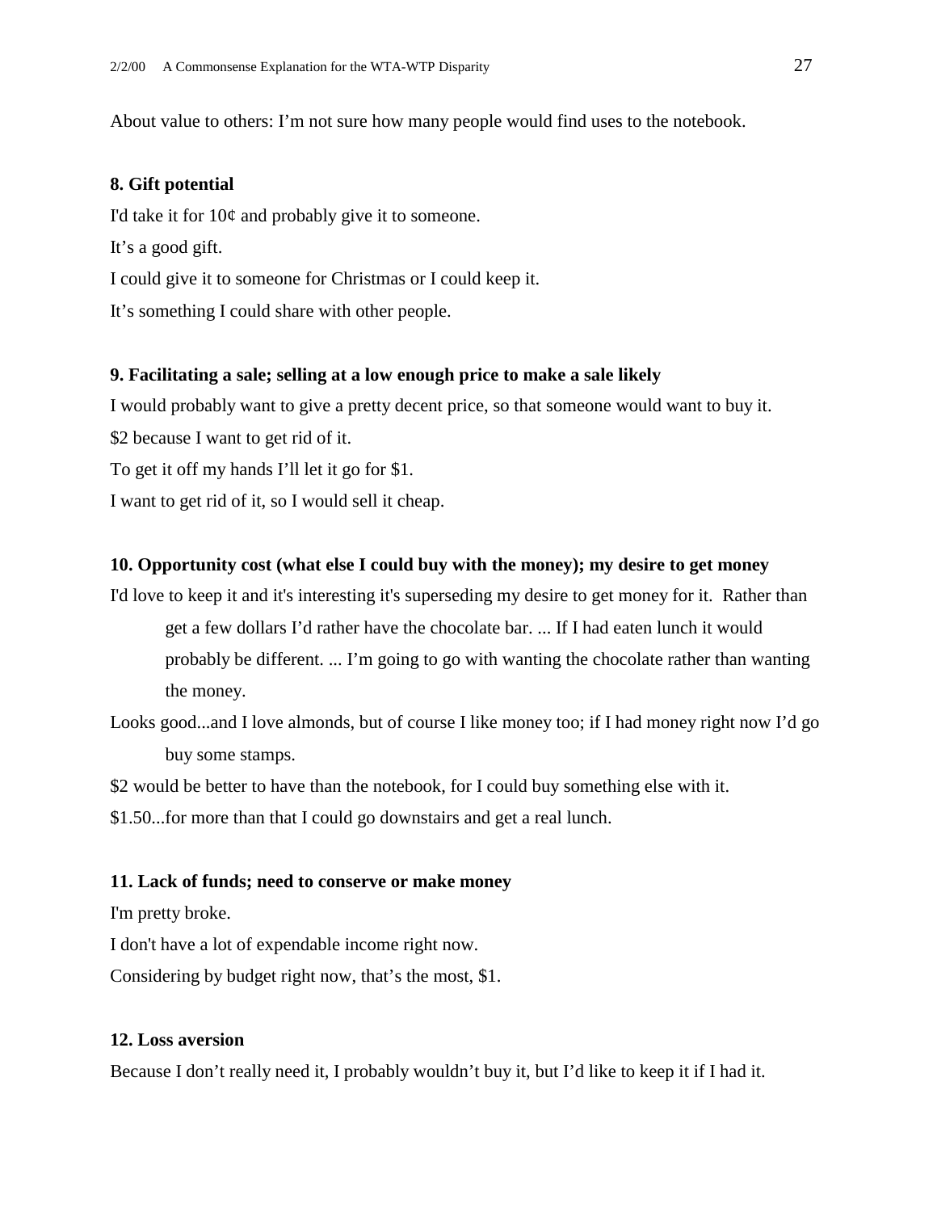About value to others: I'm not sure how many people would find uses to the notebook.

**8. Gift potential**

I'd take it for 10¢ and probably give it to someone.

It's a good gift.

I could give it to someone for Christmas or I could keep it.

It's something I could share with other people.

**9. Facilitating a sale; selling at a low enough price to make a sale likely**

I would probably want to give a pretty decent price, so that someone would want to buy it.

$2 because I want to get rid of it.

To get it off my hands I'll let it go for $1.

I want to get rid of it, so I would sell it cheap.

**10. Opportunity cost (what else I could buy with the money); my desire to get money**

I'd love to keep it and it's interesting it's superseding my desire to get money for it. Rather than get a few dollars I'd rather have the chocolate bar. ... If I had eaten lunch it would probably be different. ... I'm going to go with wanting the chocolate rather than wanting the money.

Looks good...and I love almonds, but of course I like money too; if I had money right now I'd go buy some stamps.

$2 would be better to have than the notebook, for I could buy something else with it.

$1.50...for more than that I could go downstairs and get a real lunch.

**11. Lack of funds; need to conserve or make money**

I'm pretty broke.

I don't have a lot of expendable income right now.

Considering by budget right now, that's the most, $1.

**12. Loss aversion**

Because I don't really need it, I probably wouldn't buy it, but I'd like to keep it if I had it.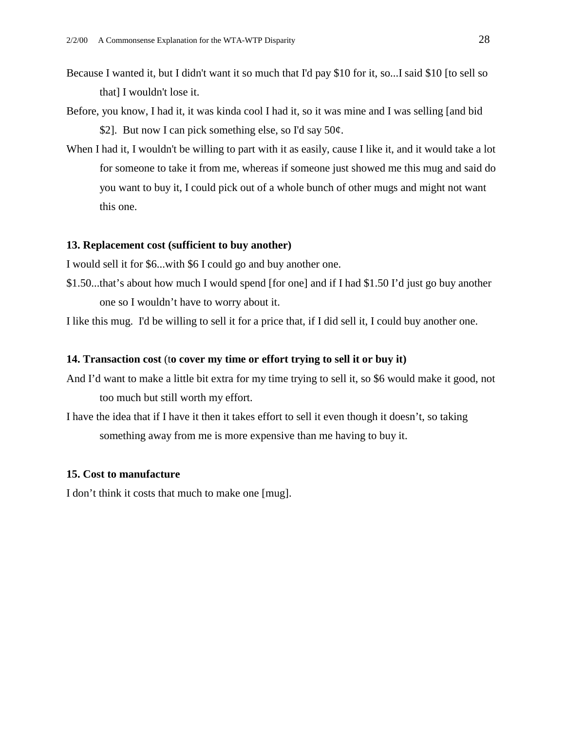Because I wanted it, but I didn't want it so much that I'd pay $10 for it, so...I said $10 [to sell so that] I wouldn't lose it.

Before, you know, I had it, it was kinda cool I had it, so it was mine and I was selling [and bid $2]. But now I can pick something else, so I'd say 50¢.

When I had it, I wouldn't be willing to part with it as easily, cause I like it, and it would take a lot for someone to take it from me, whereas if someone just showed me this mug and said do you want to buy it, I could pick out of a whole bunch of other mugs and might not want this one.

**13. Replacement cost (sufficient to buy another)**

I would sell it for $6...with $6 I could go and buy another one.

$1.50...that's about how much I would spend [for one] and if I had $1.50 I'd just go buy another one so I wouldn't have to worry about it.

I like this mug. I'd be willing to sell it for a price that, if I did sell it, I could buy another one.

**14. Transaction cost** (t**o cover my time or effort trying to sell it or buy it)**

And I'd want to make a little bit extra for my time trying to sell it, so $6 would make it good, not too much but still worth my effort.

I have the idea that if I have it then it takes effort to sell it even though it doesn't, so taking something away from me is more expensive than me having to buy it.

**15. Cost to manufacture**

I don't think it costs that much to make one [mug].